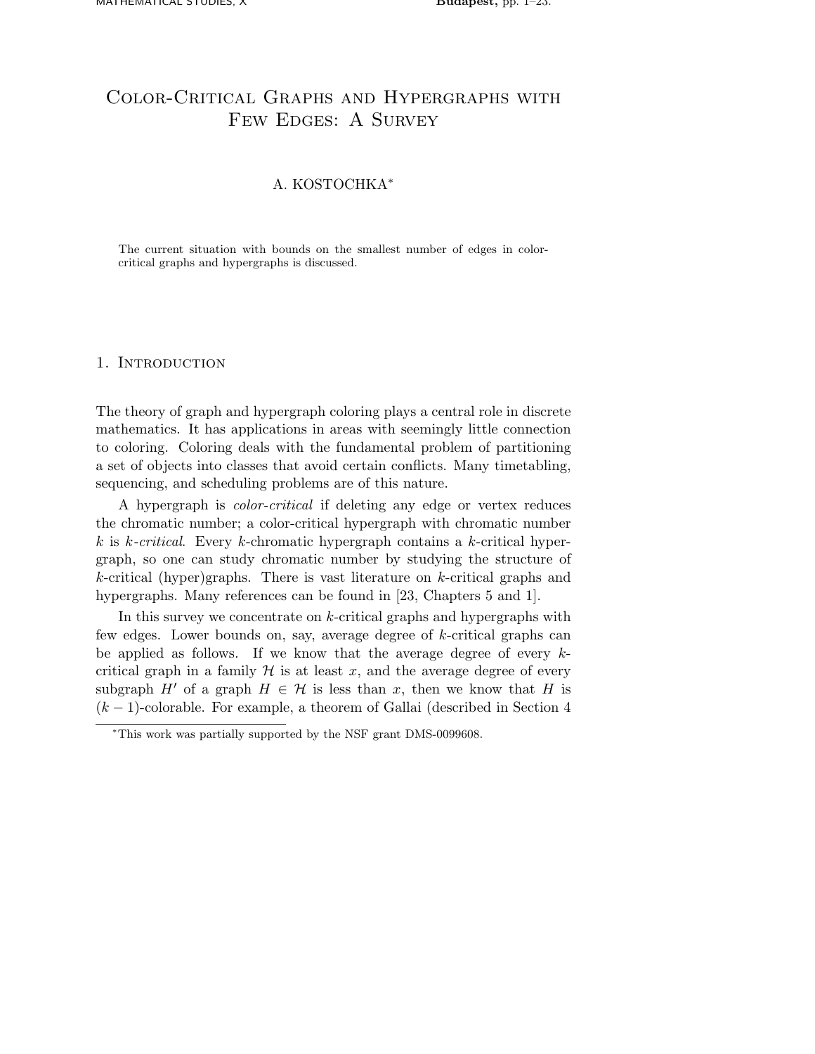# Color-Critical Graphs and Hypergraphs with Few Edges: A Survey

A. KOSTOCHKA*

The current situation with bounds on the smallest number of edges in color-critical graphs and hypergraphs is discussed.

## 1. Introduction

The theory of graph and hypergraph coloring plays a central role in discrete mathematics. It has applications in areas with seemingly little connection to coloring. Coloring deals with the fundamental problem of partitioning a set of objects into classes that avoid certain conflicts. Many timetabling, sequencing, and scheduling problems are of this nature.

A hypergraph is *color-critical* if deleting any edge or vertex reduces the chromatic number; a color-critical hypergraph with chromatic number $k$ is $k$*-critical*. Every $k$-chromatic hypergraph contains a $k$-critical hypergraph, so one can study chromatic number by studying the structure of $k$-critical (hyper)graphs. There is vast literature on $k$-critical graphs and hypergraphs. Many references can be found in [23, Chapters 5 and 1].

In this survey we concentrate on $k$-critical graphs and hypergraphs with few edges. Lower bounds on, say, average degree of $k$-critical graphs can be applied as follows. If we know that the average degree of every $k$-critical graph in a family $\mathcal{H}$ is at least $x$, and the average degree of every subgraph $H'$ of a graph $H \in \mathcal{H}$ is less than $x$, then we know that $H$ is $(k-1)$-colorable. For example, a theorem of Gallai (described in Section 4

*This work was partially supported by the NSF grant DMS-0099608.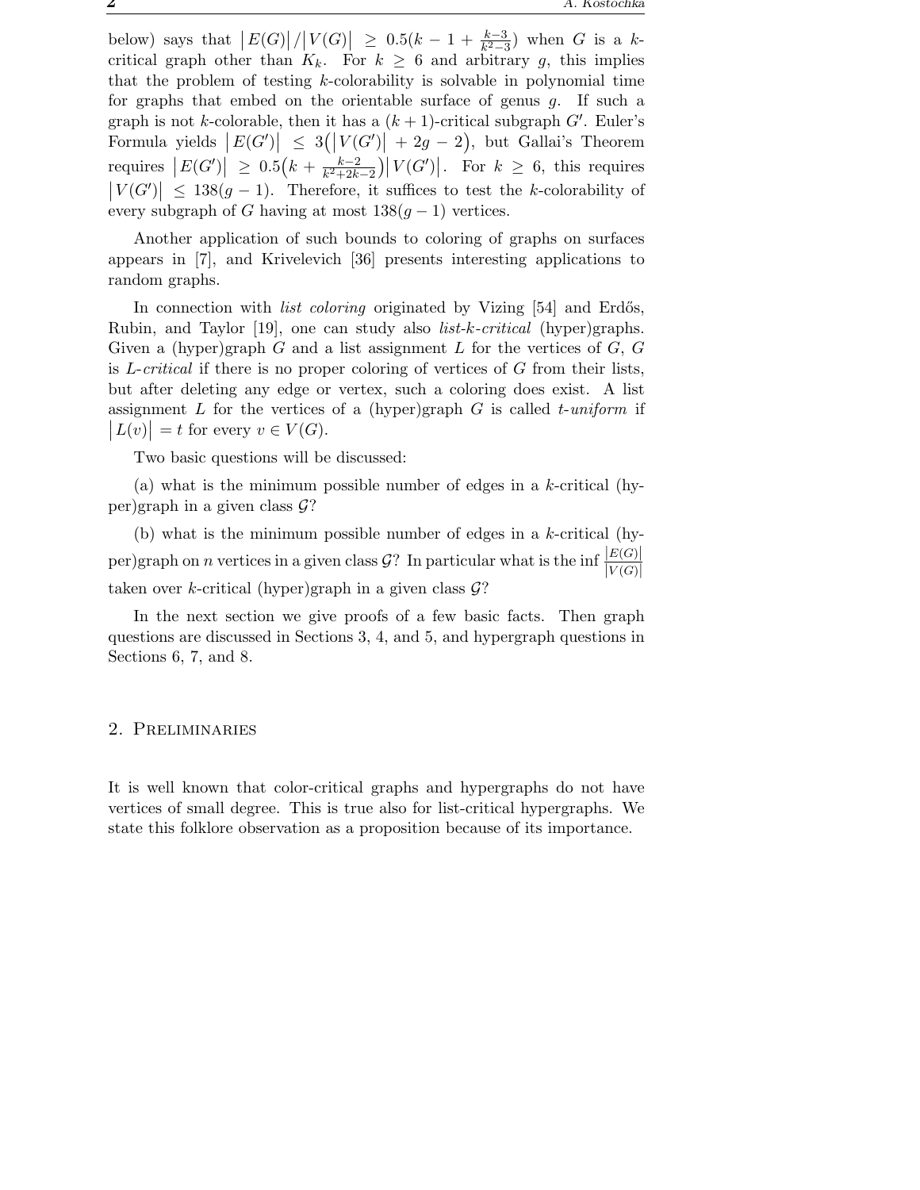below) says that $|E(G)|/|V(G)| \geq 0.5(k - 1 + \frac{k-3}{k^2-3})$ when $G$ is a $k$-critical graph other than $K_k$. For $k \geq 6$ and arbitrary $g$, this implies that the problem of testing $k$-colorability is solvable in polynomial time for graphs that embed on the orientable surface of genus $g$. If such a graph is not $k$-colorable, then it has a $(k+1)$-critical subgraph $G'$. Euler's Formula yields $|E(G')| \leq 3(|V(G')| + 2g - 2)$, but Gallai's Theorem requires $|E(G')| \geq 0.5(k + \frac{k-2}{k^2+2k-2})|V(G')|$. For $k \geq 6$, this requires $|V(G')| \leq 138(g-1)$. Therefore, it suffices to test the $k$-colorability of every subgraph of $G$ having at most $138(g-1)$ vertices.

Another application of such bounds to coloring of graphs on surfaces appears in [7], and Krivelevich [36] presents interesting applications to random graphs.

In connection with *list coloring* originated by Vizing [54] and Erdős, Rubin, and Taylor [19], one can study also *list-k-critical* (hyper)graphs. Given a (hyper)graph $G$ and a list assignment $L$ for the vertices of $G$, $G$ is *L-critical* if there is no proper coloring of vertices of $G$ from their lists, but after deleting any edge or vertex, such a coloring does exist. A list assignment $L$ for the vertices of a (hyper)graph $G$ is called *t-uniform* if $|L(v)| = t$ for every $v \in V(G)$.

Two basic questions will be discussed:

(a) what is the minimum possible number of edges in a $k$-critical (hyper)graph in a given class $\mathcal{G}$?

(b) what is the minimum possible number of edges in a $k$-critical (hyper)graph on $n$ vertices in a given class $\mathcal{G}$? In particular what is the inf $\frac{|E(G)|}{|V(G)|}$ taken over $k$-critical (hyper)graph in a given class $\mathcal{G}$?

In the next section we give proofs of a few basic facts. Then graph questions are discussed in Sections 3, 4, and 5, and hypergraph questions in Sections 6, 7, and 8.

## 2. Preliminaries

It is well known that color-critical graphs and hypergraphs do not have vertices of small degree. This is true also for list-critical hypergraphs. We state this folklore observation as a proposition because of its importance.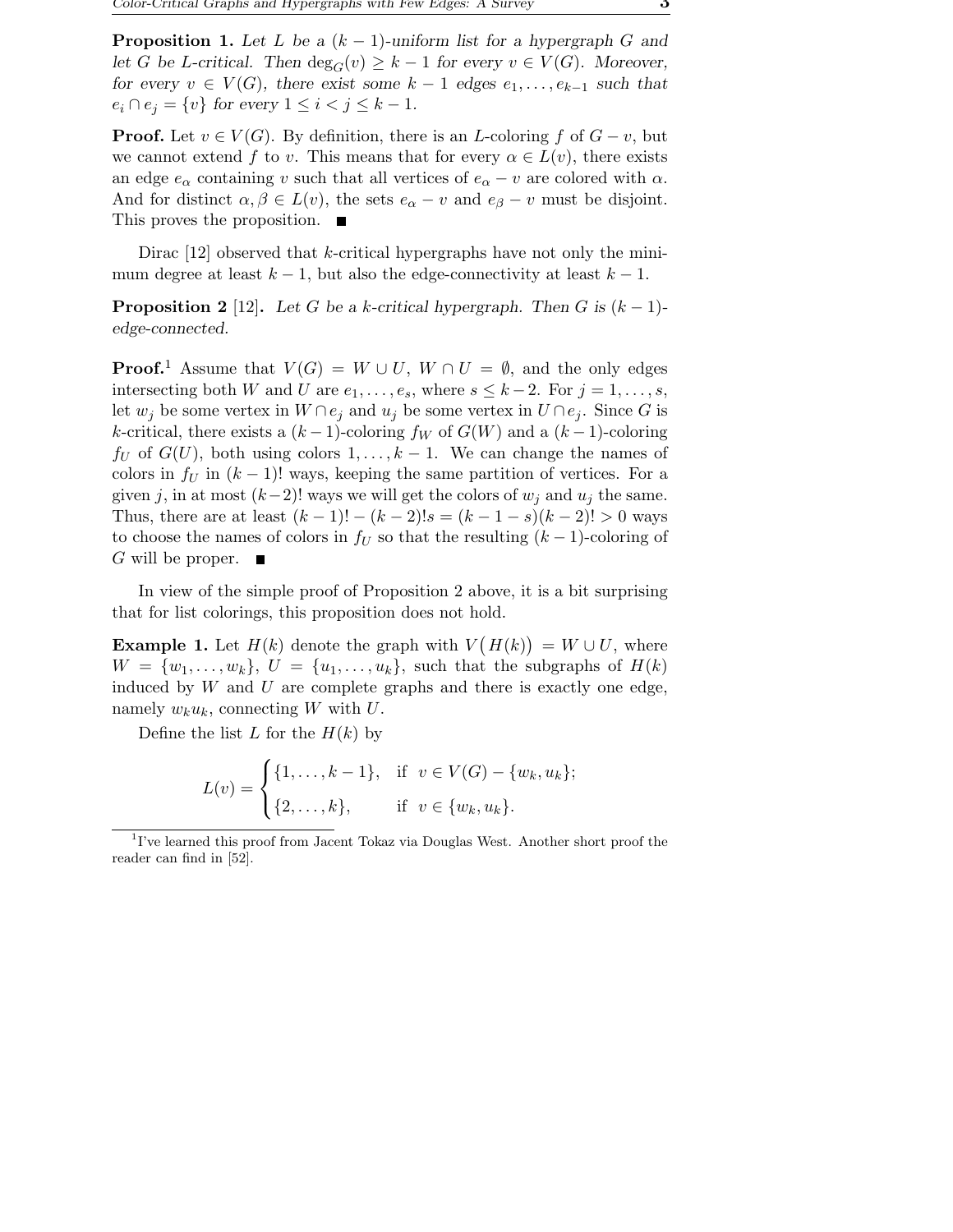**Proposition 1.** *Let $L$ be a $(k-1)$-uniform list for a hypergraph $G$ and let $G$ be $L$-critical. Then $\deg_G(v) \geq k-1$ for every $v \in V(G)$. Moreover, for every $v \in V(G)$, there exist some $k-1$ edges $e_1, \ldots, e_{k-1}$ such that $e_i \cap e_j = \{v\}$ for every $1 \leq i < j \leq k-1$.*

**Proof.** Let $v \in V(G)$. By definition, there is an $L$-coloring $f$ of $G - v$, but we cannot extend $f$ to $v$. This means that for every $\alpha \in L(v)$, there exists an edge $e_\alpha$ containing $v$ such that all vertices of $e_\alpha - v$ are colored with $\alpha$. And for distinct $\alpha, \beta \in L(v)$, the sets $e_\alpha - v$ and $e_\beta - v$ must be disjoint. This proves the proposition. ∎

Dirac [12] observed that $k$-critical hypergraphs have not only the minimum degree at least $k-1$, but also the edge-connectivity at least $k-1$.

**Proposition 2** [12]**.** *Let $G$ be a $k$-critical hypergraph. Then $G$ is $(k-1)$-edge-connected.*

**Proof.**[1] Assume that $V(G) = W \cup U$, $W \cap U = \emptyset$, and the only edges intersecting both $W$ and $U$ are $e_1, \ldots, e_s$, where $s \leq k-2$. For $j = 1, \ldots, s$, let $w_j$ be some vertex in $W \cap e_j$ and $u_j$ be some vertex in $U \cap e_j$. Since $G$ is $k$-critical, there exists a $(k-1)$-coloring $f_W$ of $G(W)$ and a $(k-1)$-coloring $f_U$ of $G(U)$, both using colors $1, \ldots, k-1$. We can change the names of colors in $f_U$ in $(k-1)!$ ways, keeping the same partition of vertices. For a given $j$, in at most $(k-2)!$ ways we will get the colors of $w_j$ and $u_j$ the same. Thus, there are at least $(k-1)! - (k-2)!s = (k-1-s)(k-2)! > 0$ ways to choose the names of colors in $f_U$ so that the resulting $(k-1)$-coloring of $G$ will be proper. ∎

In view of the simple proof of Proposition 2 above, it is a bit surprising that for list colorings, this proposition does not hold.

**Example 1.** Let $H(k)$ denote the graph with $V\big(H(k)\big) = W \cup U$, where $W = \{w_1, \ldots, w_k\}$, $U = \{u_1, \ldots, u_k\}$, such that the subgraphs of $H(k)$ induced by $W$ and $U$ are complete graphs and there is exactly one edge, namely $w_k u_k$, connecting $W$ with $U$.

Define the list $L$ for the $H(k)$ by

$$L(v) = \begin{cases} \{1, \ldots, k-1\}, & \text{if } v \in V(G) - \{w_k, u_k\}; \\ \{2, \ldots, k\}, & \text{if } v \in \{w_k, u_k\}. \end{cases}$$

[1] I've learned this proof from Jacent Tokaz via Douglas West. Another short proof the reader can find in [52].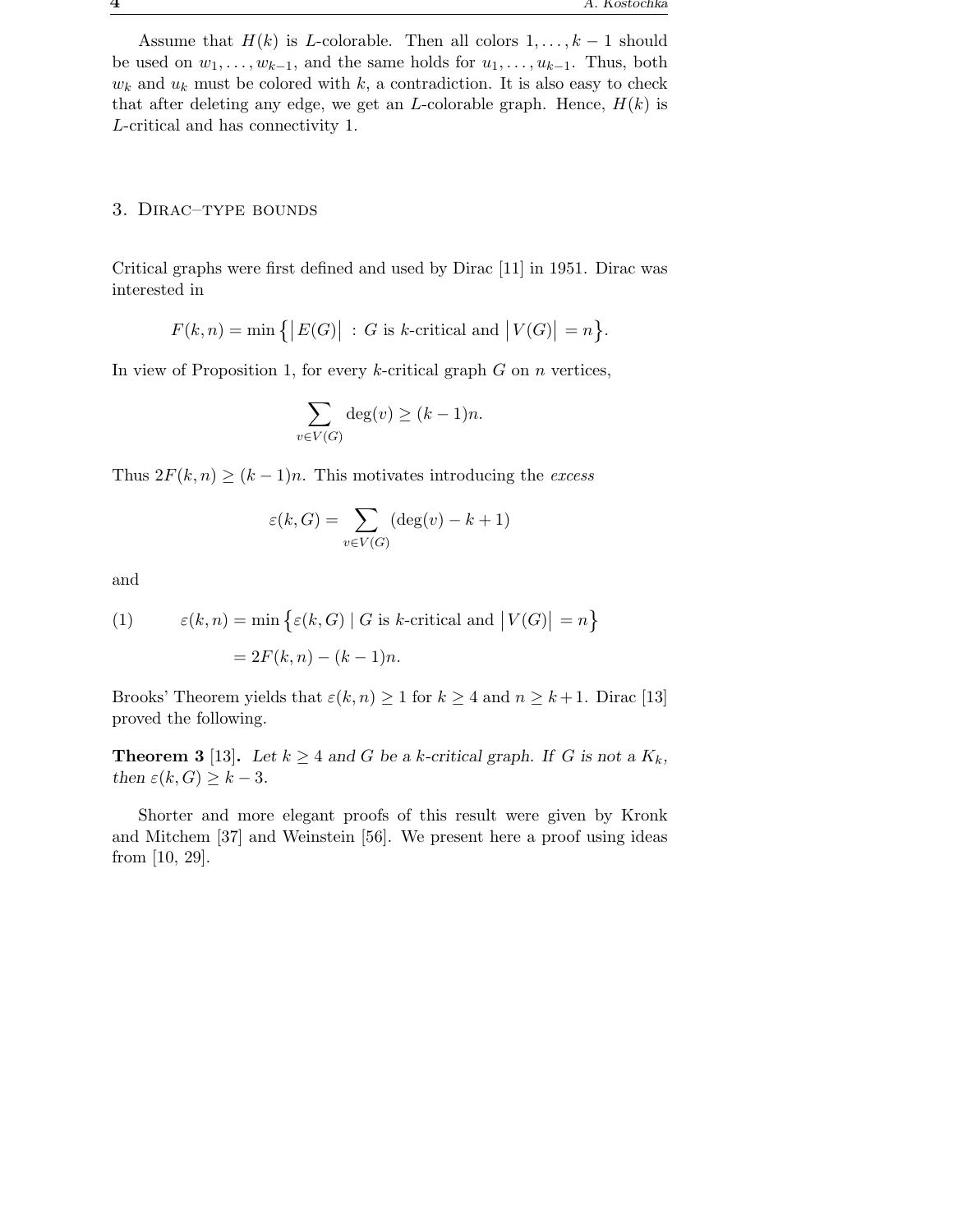Assume that $H(k)$ is $L$-colorable. Then all colors $1, \ldots, k-1$ should be used on $w_1, \ldots, w_{k-1}$, and the same holds for $u_1, \ldots, u_{k-1}$. Thus, both $w_k$ and $u_k$ must be colored with $k$, a contradiction. It is also easy to check that after deleting any edge, we get an $L$-colorable graph. Hence, $H(k)$ is $L$-critical and has connectivity 1.

## 3. Dirac–type bounds

Critical graphs were first defined and used by Dirac [11] in 1951. Dirac was interested in

$$F(k,n) = \min\left\{\left|E(G)\right| \,:\, G \text{ is } k\text{-critical and } \left|V(G)\right| = n\right\}.$$

In view of Proposition 1, for every $k$-critical graph $G$ on $n$ vertices,

$$\sum_{v \in V(G)} \deg(v) \geq (k-1)n.$$

Thus $2F(k,n) \geq (k-1)n$. This motivates introducing the *excess*

$$\varepsilon(k,G) = \sum_{v \in V(G)} (\deg(v) - k + 1)$$

and

$$\begin{aligned} (1) \qquad \varepsilon(k,n) &= \min\left\{\varepsilon(k,G) \mid G \text{ is } k\text{-critical and } \left|V(G)\right| = n\right\} \\ &= 2F(k,n) - (k-1)n. \end{aligned}$$

Brooks' Theorem yields that $\varepsilon(k,n) \geq 1$ for $k \geq 4$ and $n \geq k+1$. Dirac [13] proved the following.

**Theorem 3** [13]**.** *Let $k \geq 4$ and $G$ be a $k$-critical graph. If $G$ is not a $K_k$, then $\varepsilon(k,G) \geq k-3$.*

Shorter and more elegant proofs of this result were given by Kronk and Mitchem [37] and Weinstein [56]. We present here a proof using ideas from [10, 29].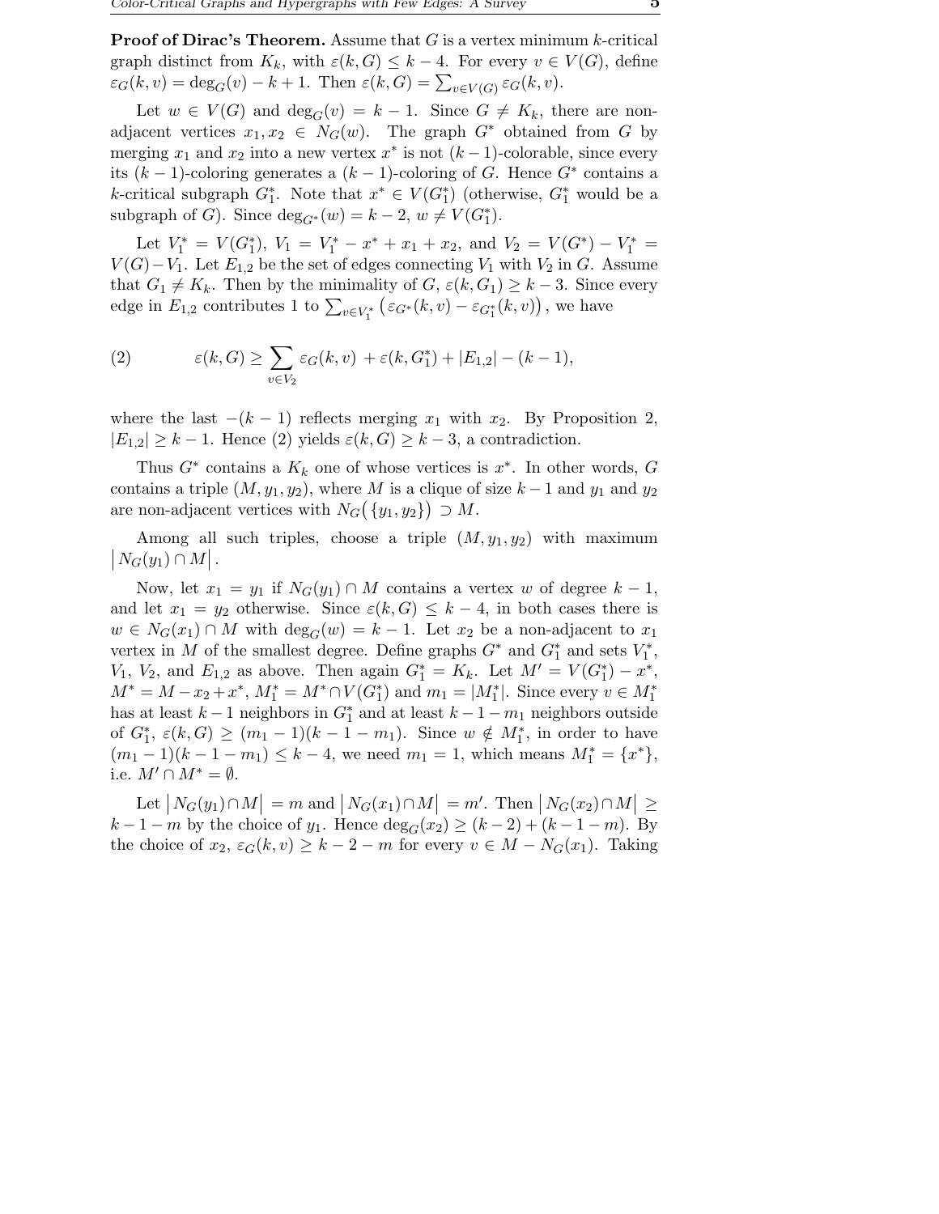**Proof of Dirac's Theorem.** Assume that $G$ is a vertex minimum $k$-critical graph distinct from $K_k$, with $\varepsilon(k, G) \leq k - 4$. For every $v \in V(G)$, define $\varepsilon_G(k, v) = \deg_G(v) - k + 1$. Then $\varepsilon(k, G) = \sum_{v \in V(G)} \varepsilon_G(k, v)$.

Let $w \in V(G)$ and $\deg_G(v) = k - 1$. Since $G \neq K_k$, there are non-adjacent vertices $x_1, x_2 \in N_G(w)$. The graph $G^*$ obtained from $G$ by merging $x_1$ and $x_2$ into a new vertex $x^*$ is not $(k-1)$-colorable, since every its $(k-1)$-coloring generates a $(k-1)$-coloring of $G$. Hence $G^*$ contains a $k$-critical subgraph $G_1^*$. Note that $x^* \in V(G_1^*)$ (otherwise, $G_1^*$ would be a subgraph of $G$). Since $\deg_{G^*}(w) = k - 2$, $w \neq V(G_1^*)$.

Let $V_1^* = V(G_1^*)$, $V_1 = V_1^* - x^* + x_1 + x_2$, and $V_2 = V(G^*) - V_1^* = V(G) - V_1$. Let $E_{1,2}$ be the set of edges connecting $V_1$ with $V_2$ in $G$. Assume that $G_1 \neq K_k$. Then by the minimality of $G$, $\varepsilon(k, G_1) \geq k - 3$. Since every edge in $E_{1,2}$ contributes 1 to $\sum_{v \in V_1^*} \left( \varepsilon_{G^*}(k, v) - \varepsilon_{G_1^*}(k, v) \right)$, we have

$$\varepsilon(k, G) \geq \sum_{v \in V_2} \varepsilon_G(k, v) + \varepsilon(k, G_1^*) + |E_{1,2}| - (k-1), \tag{2}$$

where the last $-(k-1)$ reflects merging $x_1$ with $x_2$. By Proposition 2, $|E_{1,2}| \geq k - 1$. Hence (2) yields $\varepsilon(k, G) \geq k - 3$, a contradiction.

Thus $G^*$ contains a $K_k$ one of whose vertices is $x^*$. In other words, $G$ contains a triple $(M, y_1, y_2)$, where $M$ is a clique of size $k - 1$ and $y_1$ and $y_2$ are non-adjacent vertices with $N_G(\{y_1, y_2\}) \supset M$.

Among all such triples, choose a triple $(M, y_1, y_2)$ with maximum $\left| N_G(y_1) \cap M \right|$.

Now, let $x_1 = y_1$ if $N_G(y_1) \cap M$ contains a vertex $w$ of degree $k - 1$, and let $x_1 = y_2$ otherwise. Since $\varepsilon(k, G) \leq k - 4$, in both cases there is $w \in N_G(x_1) \cap M$ with $\deg_G(w) = k - 1$. Let $x_2$ be a non-adjacent to $x_1$ vertex in $M$ of the smallest degree. Define graphs $G^*$ and $G_1^*$ and sets $V_1^*$, $V_1$, $V_2$, and $E_{1,2}$ as above. Then again $G_1^* = K_k$. Let $M' = V(G_1^*) - x^*$, $M^* = M - x_2 + x^*$, $M_1^* = M^* \cap V(G_1^*)$ and $m_1 = |M_1^*|$. Since every $v \in M_1^*$ has at least $k - 1$ neighbors in $G_1^*$ and at least $k - 1 - m_1$ neighbors outside of $G_1^*$, $\varepsilon(k, G) \geq (m_1 - 1)(k - 1 - m_1)$. Since $w \notin M_1^*$, in order to have $(m_1 - 1)(k - 1 - m_1) \leq k - 4$, we need $m_1 = 1$, which means $M_1^* = \{x^*\}$, i.e. $M' \cap M^* = \emptyset$.

Let $\left| N_G(y_1) \cap M \right| = m$ and $\left| N_G(x_1) \cap M \right| = m'$. Then $\left| N_G(x_2) \cap M \right| \geq k - 1 - m$ by the choice of $y_1$. Hence $\deg_G(x_2) \geq (k-2) + (k-1-m)$. By the choice of $x_2$, $\varepsilon_G(k, v) \geq k - 2 - m$ for every $v \in M - N_G(x_1)$. Taking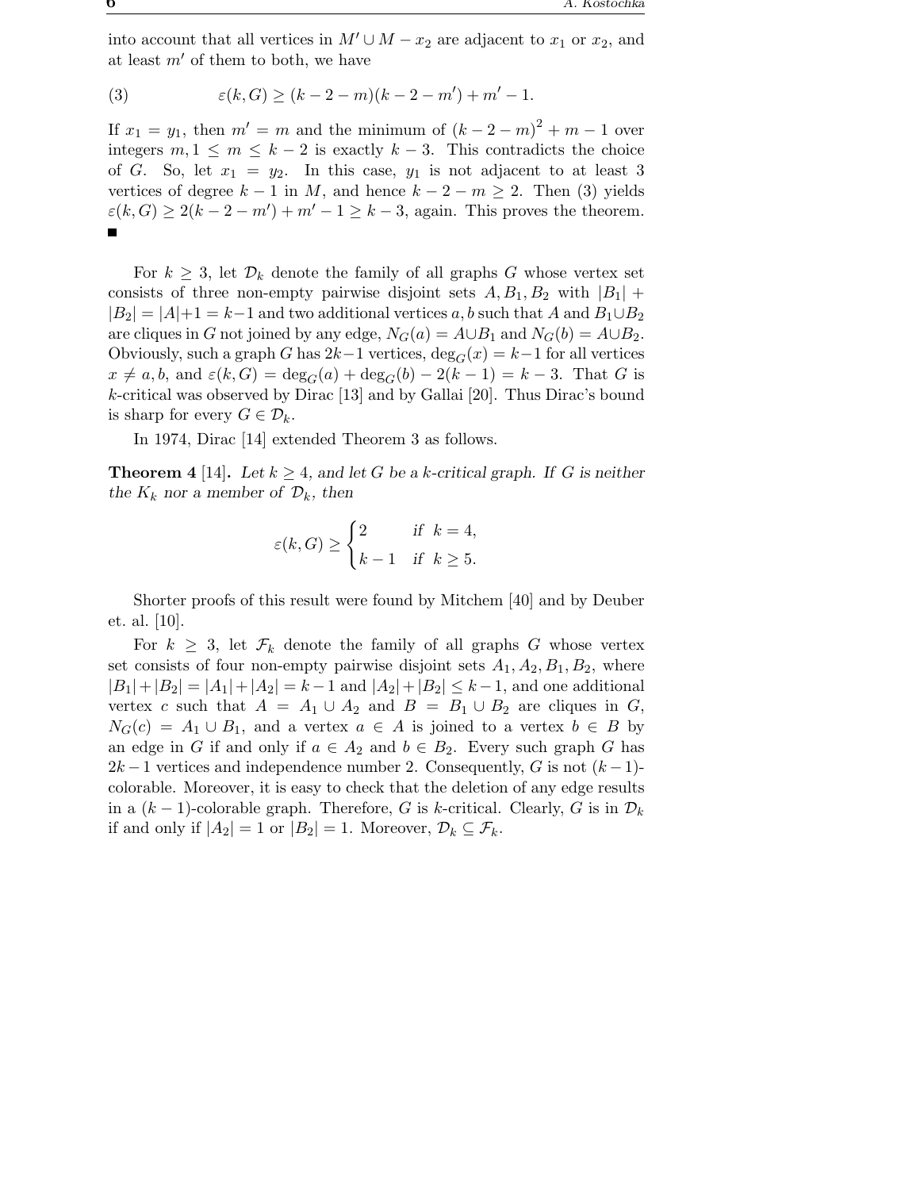into account that all vertices in $M' \cup M - x_2$ are adjacent to $x_1$ or $x_2$, and at least $m'$ of them to both, we have

$$\varepsilon(k, G) \geq (k-2-m)(k-2-m') + m' - 1. \tag{3}$$

If $x_1 = y_1$, then $m' = m$ and the minimum of $(k-2-m)^2 + m - 1$ over integers $m, 1 \leq m \leq k-2$ is exactly $k-3$. This contradicts the choice of $G$. So, let $x_1 = y_2$. In this case, $y_1$ is not adjacent to at least 3 vertices of degree $k-1$ in $M$, and hence $k-2-m \geq 2$. Then (3) yields $\varepsilon(k, G) \geq 2(k-2-m') + m' - 1 \geq k-3$, again. This proves the theorem. ■

For $k \geq 3$, let $\mathcal{D}_k$ denote the family of all graphs $G$ whose vertex set consists of three non-empty pairwise disjoint sets $A, B_1, B_2$ with $|B_1| + |B_2| = |A| + 1 = k-1$ and two additional vertices $a, b$ such that $A$ and $B_1 \cup B_2$ are cliques in $G$ not joined by any edge, $N_G(a) = A \cup B_1$ and $N_G(b) = A \cup B_2$. Obviously, such a graph $G$ has $2k-1$ vertices, $\deg_G(x) = k-1$ for all vertices $x \neq a, b$, and $\varepsilon(k, G) = \deg_G(a) + \deg_G(b) - 2(k-1) = k-3$. That $G$ is $k$-critical was observed by Dirac [13] and by Gallai [20]. Thus Dirac's bound is sharp for every $G \in \mathcal{D}_k$.

In 1974, Dirac [14] extended Theorem 3 as follows.

**Theorem 4** [14]**.** *Let $k \geq 4$, and let $G$ be a $k$-critical graph. If $G$ is neither the $K_k$ nor a member of $\mathcal{D}_k$, then*

$$\varepsilon(k, G) \geq \begin{cases} 2 & \text{if } k = 4, \\ k-1 & \text{if } k \geq 5. \end{cases}$$

Shorter proofs of this result were found by Mitchem [40] and by Deuber et. al. [10].

For $k \geq 3$, let $\mathcal{F}_k$ denote the family of all graphs $G$ whose vertex set consists of four non-empty pairwise disjoint sets $A_1, A_2, B_1, B_2$, where $|B_1| + |B_2| = |A_1| + |A_2| = k-1$ and $|A_2| + |B_2| \leq k-1$, and one additional vertex $c$ such that $A = A_1 \cup A_2$ and $B = B_1 \cup B_2$ are cliques in $G$, $N_G(c) = A_1 \cup B_1$, and a vertex $a \in A$ is joined to a vertex $b \in B$ by an edge in $G$ if and only if $a \in A_2$ and $b \in B_2$. Every such graph $G$ has $2k-1$ vertices and independence number 2. Consequently, $G$ is not $(k-1)$-colorable. Moreover, it is easy to check that the deletion of any edge results in a $(k-1)$-colorable graph. Therefore, $G$ is $k$-critical. Clearly, $G$ is in $\mathcal{D}_k$ if and only if $|A_2| = 1$ or $|B_2| = 1$. Moreover, $\mathcal{D}_k \subseteq \mathcal{F}_k$.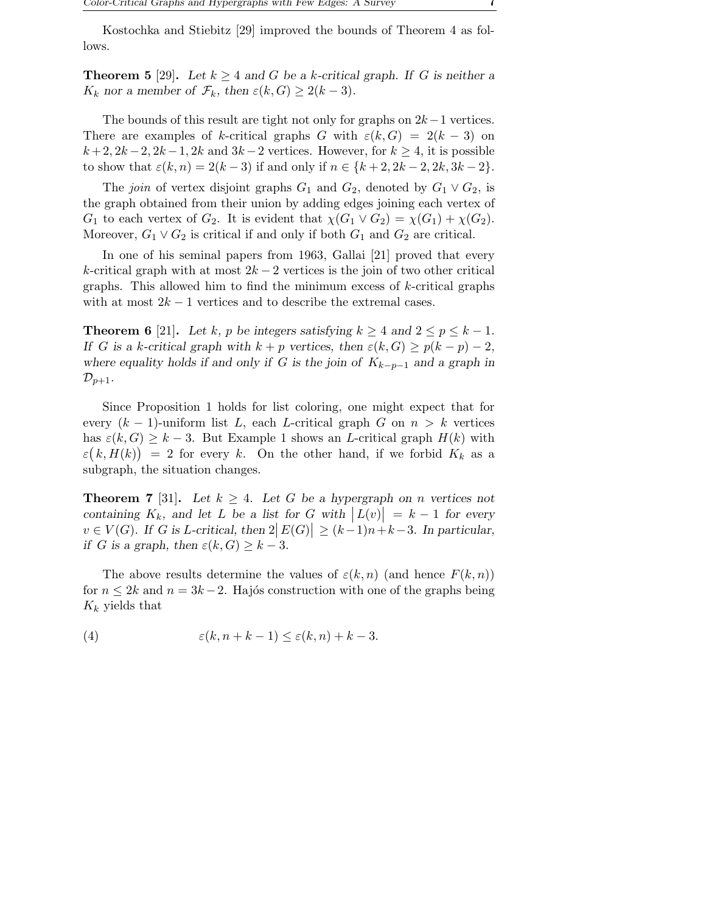Kostochka and Stiebitz [29] improved the bounds of Theorem 4 as follows.

**Theorem 5** [29]**.** *Let $k \geq 4$ and $G$ be a $k$-critical graph. If $G$ is neither a $K_k$ nor a member of $\mathcal{F}_k$, then $\varepsilon(k, G) \geq 2(k-3)$.*

The bounds of this result are tight not only for graphs on $2k-1$ vertices. There are examples of $k$-critical graphs $G$ with $\varepsilon(k, G) = 2(k-3)$ on $k+2, 2k-2, 2k-1, 2k$ and $3k-2$ vertices. However, for $k \geq 4$, it is possible to show that $\varepsilon(k, n) = 2(k-3)$ if and only if $n \in \{k+2, 2k-2, 2k, 3k-2\}$.

The *join* of vertex disjoint graphs $G_1$ and $G_2$, denoted by $G_1 \vee G_2$, is the graph obtained from their union by adding edges joining each vertex of $G_1$ to each vertex of $G_2$. It is evident that $\chi(G_1 \vee G_2) = \chi(G_1) + \chi(G_2)$. Moreover, $G_1 \vee G_2$ is critical if and only if both $G_1$ and $G_2$ are critical.

In one of his seminal papers from 1963, Gallai [21] proved that every $k$-critical graph with at most $2k-2$ vertices is the join of two other critical graphs. This allowed him to find the minimum excess of $k$-critical graphs with at most $2k-1$ vertices and to describe the extremal cases.

**Theorem 6** [21]**.** *Let $k$, $p$ be integers satisfying $k \geq 4$ and $2 \leq p \leq k-1$. If $G$ is a $k$-critical graph with $k+p$ vertices, then $\varepsilon(k, G) \geq p(k-p) - 2$, where equality holds if and only if $G$ is the join of $K_{k-p-1}$ and a graph in $\mathcal{D}_{p+1}$.*

Since Proposition 1 holds for list coloring, one might expect that for every $(k-1)$-uniform list $L$, each $L$-critical graph $G$ on $n > k$ vertices has $\varepsilon(k, G) \geq k-3$. But Example 1 shows an $L$-critical graph $H(k)$ with $\varepsilon\big(k, H(k)\big) = 2$ for every $k$. On the other hand, if we forbid $K_k$ as a subgraph, the situation changes.

**Theorem 7** [31]**.** *Let $k \geq 4$. Let $G$ be a hypergraph on $n$ vertices not containing $K_k$, and let $L$ be a list for $G$ with $\big|L(v)\big| = k-1$ for every $v \in V(G)$. If $G$ is $L$-critical, then $2\big|E(G)\big| \geq (k-1)n + k - 3$. In particular, if $G$ is a graph, then $\varepsilon(k, G) \geq k-3$.*

The above results determine the values of $\varepsilon(k, n)$ (and hence $F(k, n)$) for $n \leq 2k$ and $n = 3k-2$. Hajós construction with one of the graphs being $K_k$ yields that

$$\varepsilon(k, n+k-1) \leq \varepsilon(k, n) + k - 3. \tag{4}$$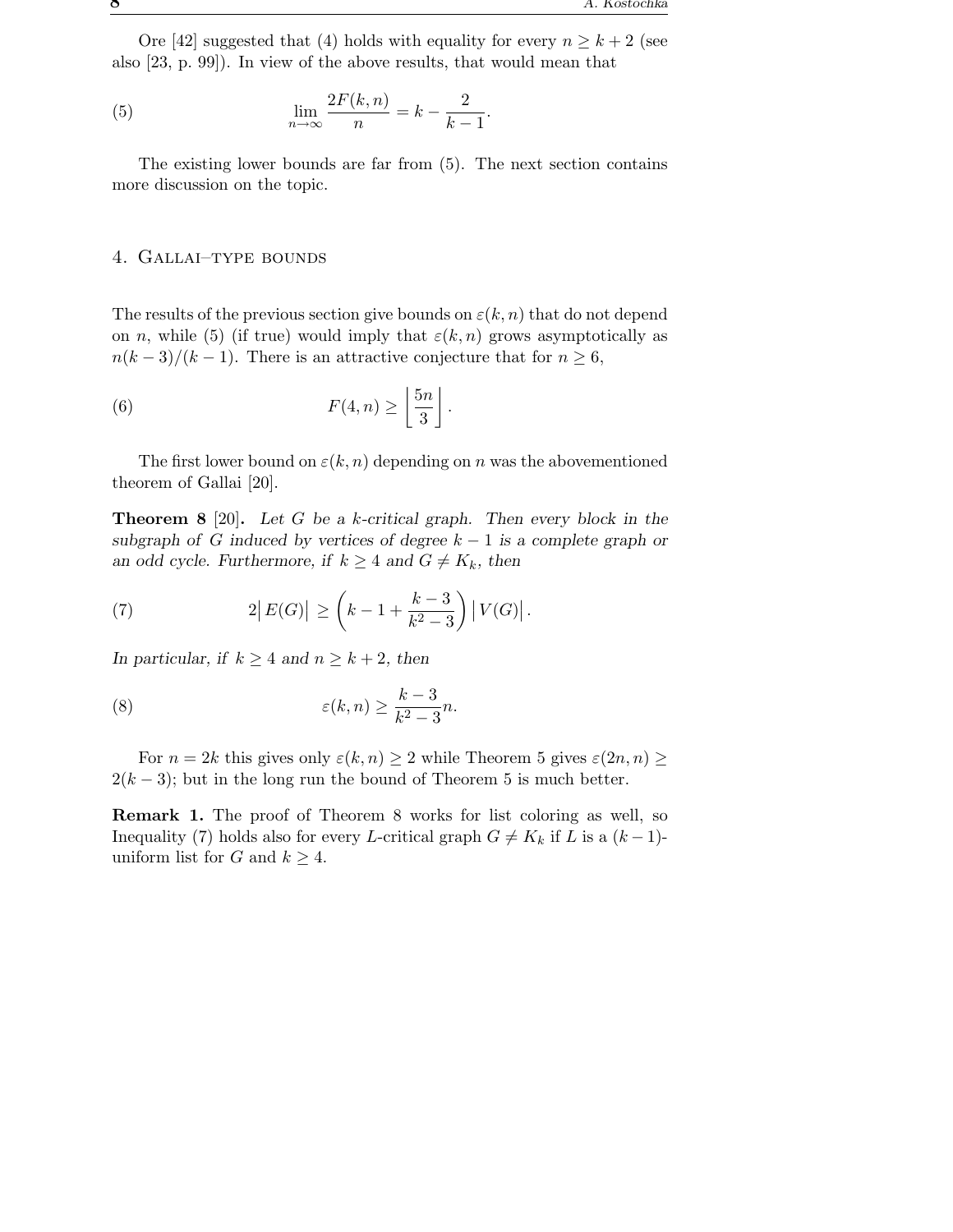Ore [42] suggested that (4) holds with equality for every $n \geq k+2$ (see also [23, p. 99]). In view of the above results, that would mean that

$$\lim_{n\to\infty} \frac{2F(k,n)}{n} = k - \frac{2}{k-1}. \tag{5}$$

The existing lower bounds are far from (5). The next section contains more discussion on the topic.

## 4. Gallai–type bounds

The results of the previous section give bounds on $\varepsilon(k,n)$ that do not depend on $n$, while (5) (if true) would imply that $\varepsilon(k,n)$ grows asymptotically as $n(k-3)/(k-1)$. There is an attractive conjecture that for $n \geq 6$,

$$F(4,n) \geq \left\lfloor \frac{5n}{3} \right\rfloor. \tag{6}$$

The first lower bound on $\varepsilon(k,n)$ depending on $n$ was the abovementioned theorem of Gallai [20].

**Theorem 8** [20]**.** *Let $G$ be a $k$-critical graph. Then every block in the subgraph of $G$ induced by vertices of degree $k-1$ is a complete graph or an odd cycle. Furthermore, if $k \geq 4$ and $G \neq K_k$, then*

$$2\big|E(G)\big| \geq \left(k - 1 + \frac{k-3}{k^2-3}\right)\big|V(G)\big|. \tag{7}$$

*In particular, if $k \geq 4$ and $n \geq k+2$, then*

$$\varepsilon(k,n) \geq \frac{k-3}{k^2-3}n. \tag{8}$$

For $n = 2k$ this gives only $\varepsilon(k,n) \geq 2$ while Theorem 5 gives $\varepsilon(2n,n) \geq 2(k-3)$; but in the long run the bound of Theorem 5 is much better.

**Remark 1.** The proof of Theorem 8 works for list coloring as well, so Inequality (7) holds also for every $L$-critical graph $G \neq K_k$ if $L$ is a $(k-1)$-uniform list for $G$ and $k \geq 4$.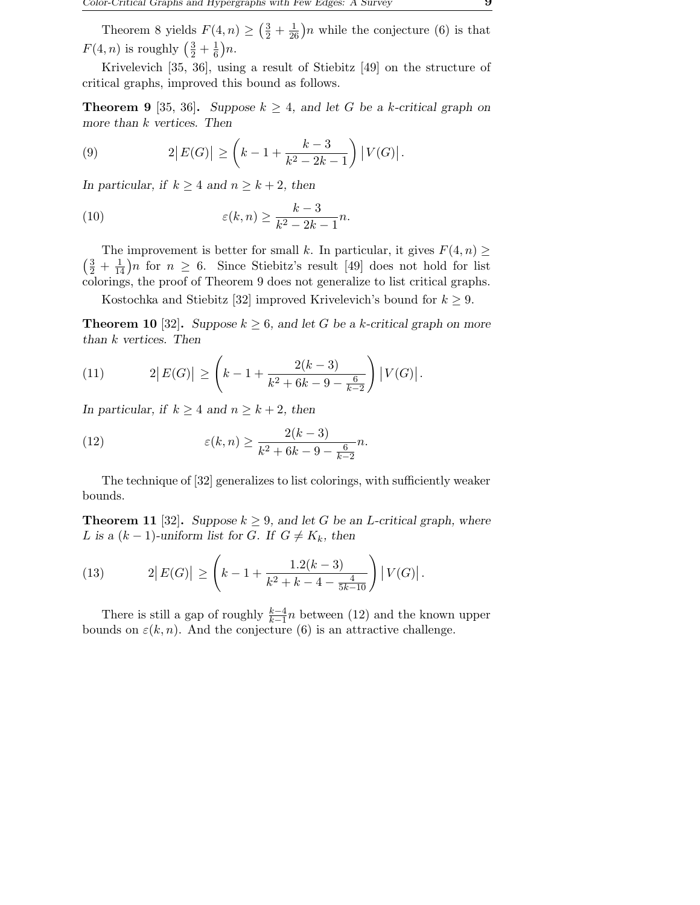Theorem 8 yields $F(4,n) \geq \left(\frac{3}{2} + \frac{1}{26}\right)n$ while the conjecture (6) is that $F(4,n)$ is roughly $\left(\frac{3}{2} + \frac{1}{6}\right)n$.

Krivelevich [35, 36], using a result of Stiebitz [49] on the structure of critical graphs, improved this bound as follows.

**Theorem 9** [35, 36]**.** *Suppose $k \geq 4$, and let $G$ be a $k$-critical graph on more than $k$ vertices. Then*

$$2\left|E(G)\right| \geq \left(k - 1 + \frac{k-3}{k^2 - 2k - 1}\right)\left|V(G)\right|. \tag{9}$$

*In particular, if $k \geq 4$ and $n \geq k+2$, then*

$$\varepsilon(k,n) \geq \frac{k-3}{k^2-2k-1}n. \tag{10}$$

The improvement is better for small $k$. In particular, it gives $F(4,n) \geq \left(\frac{3}{2} + \frac{1}{14}\right)n$ for $n \geq 6$. Since Stiebitz's result [49] does not hold for list colorings, the proof of Theorem 9 does not generalize to list critical graphs.

Kostochka and Stiebitz [32] improved Krivelevich's bound for $k \geq 9$.

**Theorem 10** [32]**.** *Suppose $k \geq 6$, and let $G$ be a $k$-critical graph on more than $k$ vertices. Then*

$$2\left|E(G)\right| \geq \left(k - 1 + \frac{2(k-3)}{k^2 + 6k - 9 - \frac{6}{k-2}}\right)\left|V(G)\right|. \tag{11}$$

*In particular, if $k \geq 4$ and $n \geq k+2$, then*

$$\varepsilon(k,n) \geq \frac{2(k-3)}{k^2 + 6k - 9 - \frac{6}{k-2}}n. \tag{12}$$

The technique of [32] generalizes to list colorings, with sufficiently weaker bounds.

**Theorem 11** [32]**.** *Suppose $k \geq 9$, and let $G$ be an $L$-critical graph, where $L$ is a $(k-1)$-uniform list for $G$. If $G \neq K_k$, then*

$$2\left|E(G)\right| \geq \left(k - 1 + \frac{1.2(k-3)}{k^2 + k - 4 - \frac{4}{5k-10}}\right)\left|V(G)\right|. \tag{13}$$

There is still a gap of roughly $\frac{k-4}{k-1}n$ between (12) and the known upper bounds on $\varepsilon(k,n)$. And the conjecture (6) is an attractive challenge.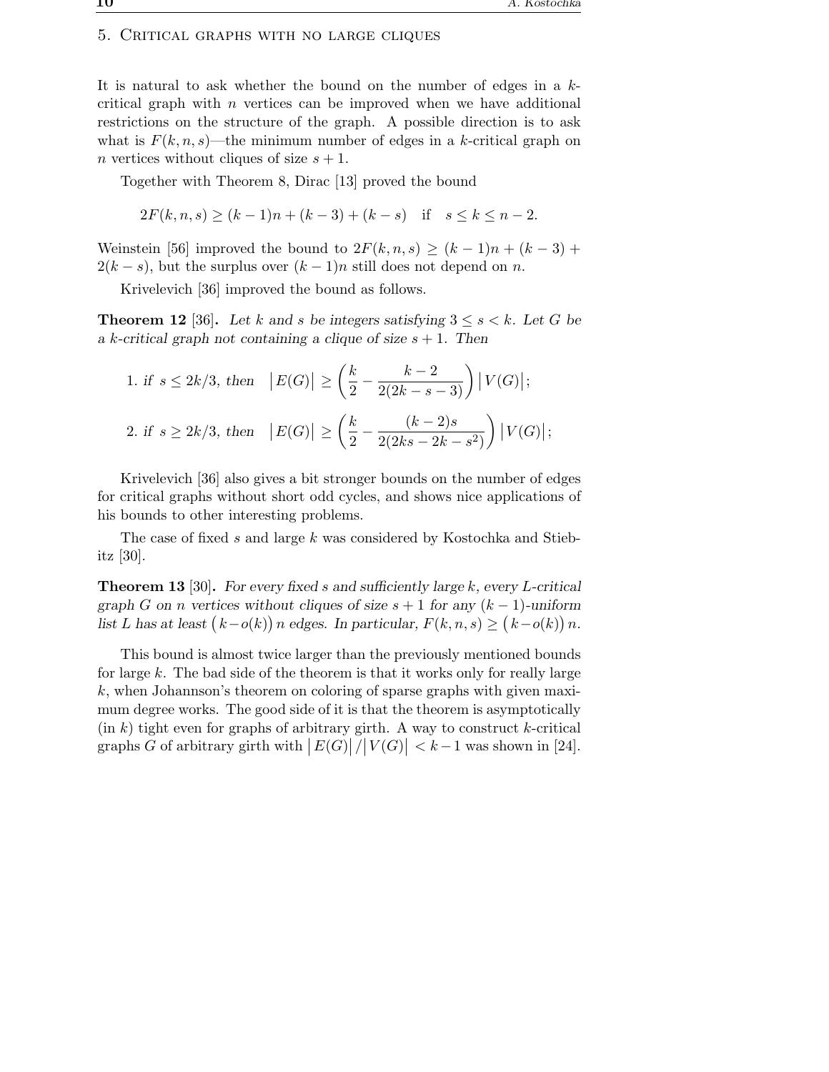## 5. Critical graphs with no large cliques

It is natural to ask whether the bound on the number of edges in a $k$-critical graph with $n$ vertices can be improved when we have additional restrictions on the structure of the graph. A possible direction is to ask what is $F(k,n,s)$—the minimum number of edges in a $k$-critical graph on $n$ vertices without cliques of size $s+1$.

Together with Theorem 8, Dirac [13] proved the bound

$$2F(k,n,s) \geq (k-1)n + (k-3) + (k-s) \quad \text{if} \quad s \leq k \leq n-2.$$

Weinstein [56] improved the bound to $2F(k,n,s) \geq (k-1)n + (k-3) + 2(k-s)$, but the surplus over $(k-1)n$ still does not depend on $n$.

Krivelevich [36] improved the bound as follows.

**Theorem 12** [36]**.** *Let $k$ and $s$ be integers satisfying $3 \leq s < k$. Let $G$ be a $k$-critical graph not containing a clique of size $s+1$. Then*

1. *if $s \leq 2k/3$, then* $\big|E(G)\big| \geq \left(\dfrac{k}{2} - \dfrac{k-2}{2(2k-s-3)}\right)\big|V(G)\big|$;
2. *if $s \geq 2k/3$, then* $\big|E(G)\big| \geq \left(\dfrac{k}{2} - \dfrac{(k-2)s}{2(2ks-2k-s^2)}\right)\big|V(G)\big|$;

Krivelevich [36] also gives a bit stronger bounds on the number of edges for critical graphs without short odd cycles, and shows nice applications of his bounds to other interesting problems.

The case of fixed $s$ and large $k$ was considered by Kostochka and Stiebitz [30].

**Theorem 13** [30]**.** *For every fixed $s$ and sufficiently large $k$, every $L$-critical graph $G$ on $n$ vertices without cliques of size $s+1$ for any $(k-1)$-uniform list $L$ has at least $\big(k-o(k)\big)\,n$ edges. In particular, $F(k,n,s) \geq \big(k-o(k)\big)\,n$.*

This bound is almost twice larger than the previously mentioned bounds for large $k$. The bad side of the theorem is that it works only for really large $k$, when Johannson's theorem on coloring of sparse graphs with given maximum degree works. The good side of it is that the theorem is asymptotically (in $k$) tight even for graphs of arbitrary girth. A way to construct $k$-critical graphs $G$ of arbitrary girth with $\big|E(G)\big|/\big|V(G)\big| < k-1$ was shown in [24].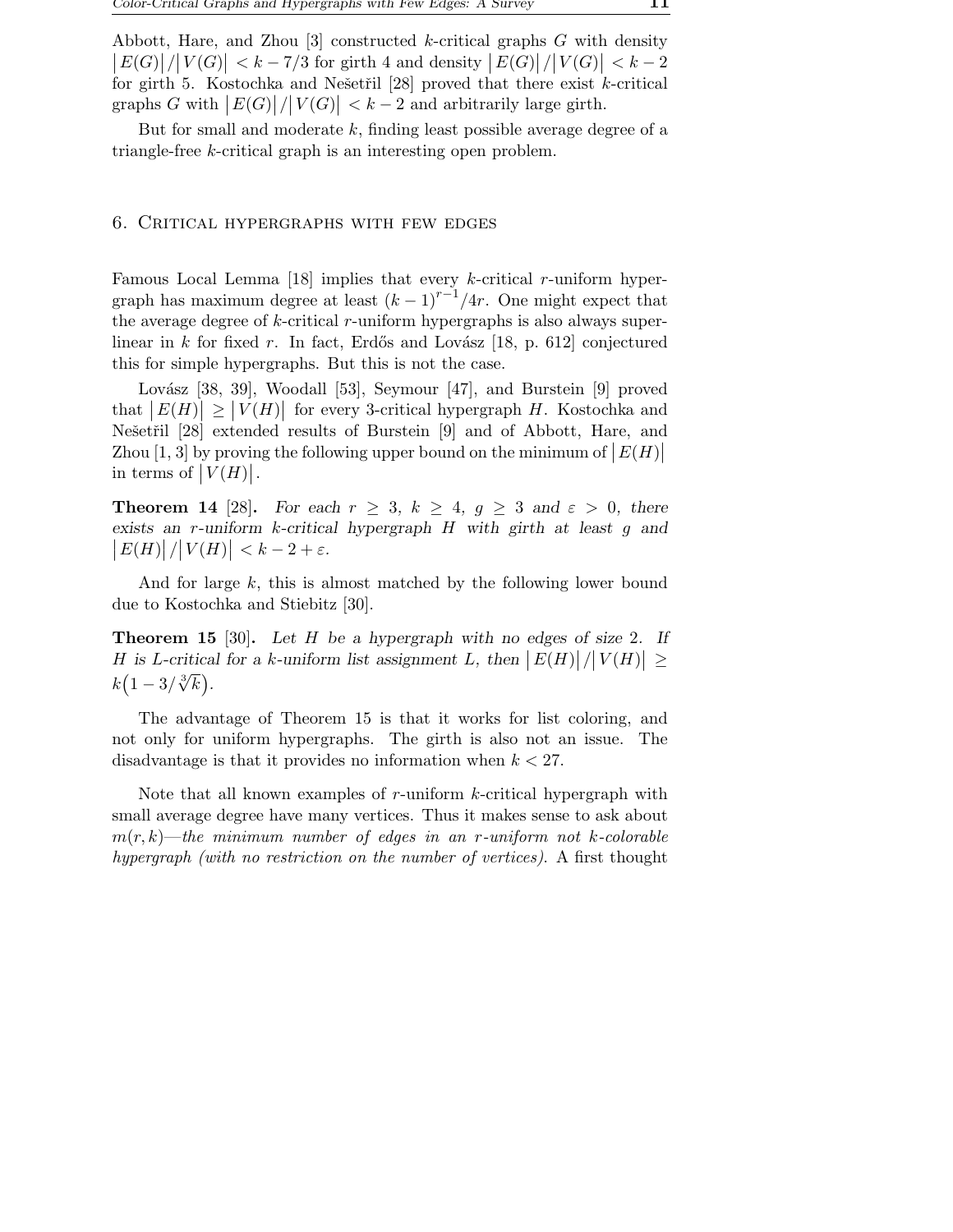Abbott, Hare, and Zhou [3] constructed $k$-critical graphs $G$ with density $|E(G)|/|V(G)| < k - 7/3$ for girth 4 and density $|E(G)|/|V(G)| < k - 2$ for girth 5. Kostochka and Nešetřil [28] proved that there exist $k$-critical graphs $G$ with $|E(G)|/|V(G)| < k - 2$ and arbitrarily large girth.

But for small and moderate $k$, finding least possible average degree of a triangle-free $k$-critical graph is an interesting open problem.

## 6. Critical hypergraphs with few edges

Famous Local Lemma [18] implies that every $k$-critical $r$-uniform hypergraph has maximum degree at least $(k-1)^{r-1}/4r$. One might expect that the average degree of $k$-critical $r$-uniform hypergraphs is also always superlinear in $k$ for fixed $r$. In fact, Erdős and Lovász [18, p. 612] conjectured this for simple hypergraphs. But this is not the case.

Lovász [38, 39], Woodall [53], Seymour [47], and Burstein [9] proved that $|E(H)| \geq |V(H)|$ for every 3-critical hypergraph $H$. Kostochka and Nešetřil [28] extended results of Burstein [9] and of Abbott, Hare, and Zhou [1, 3] by proving the following upper bound on the minimum of $|E(H)|$ in terms of $|V(H)|$.

**Theorem 14** [28]**.** *For each $r \geq 3$, $k \geq 4$, $g \geq 3$ and $\varepsilon > 0$, there exists an $r$-uniform $k$-critical hypergraph $H$ with girth at least $g$ and $|E(H)|/|V(H)| < k - 2 + \varepsilon$.*

And for large $k$, this is almost matched by the following lower bound due to Kostochka and Stiebitz [30].

**Theorem 15** [30]**.** *Let $H$ be a hypergraph with no edges of size 2. If $H$ is L-critical for a $k$-uniform list assignment $L$, then $|E(H)|/|V(H)| \geq k\left(1 - 3/\sqrt[3]{k}\right)$.*

The advantage of Theorem 15 is that it works for list coloring, and not only for uniform hypergraphs. The girth is also not an issue. The disadvantage is that it provides no information when $k < 27$.

Note that all known examples of $r$-uniform $k$-critical hypergraph with small average degree have many vertices. Thus it makes sense to ask about $m(r,k)$—*the minimum number of edges in an $r$-uniform not $k$-colorable hypergraph (with no restriction on the number of vertices).* A first thought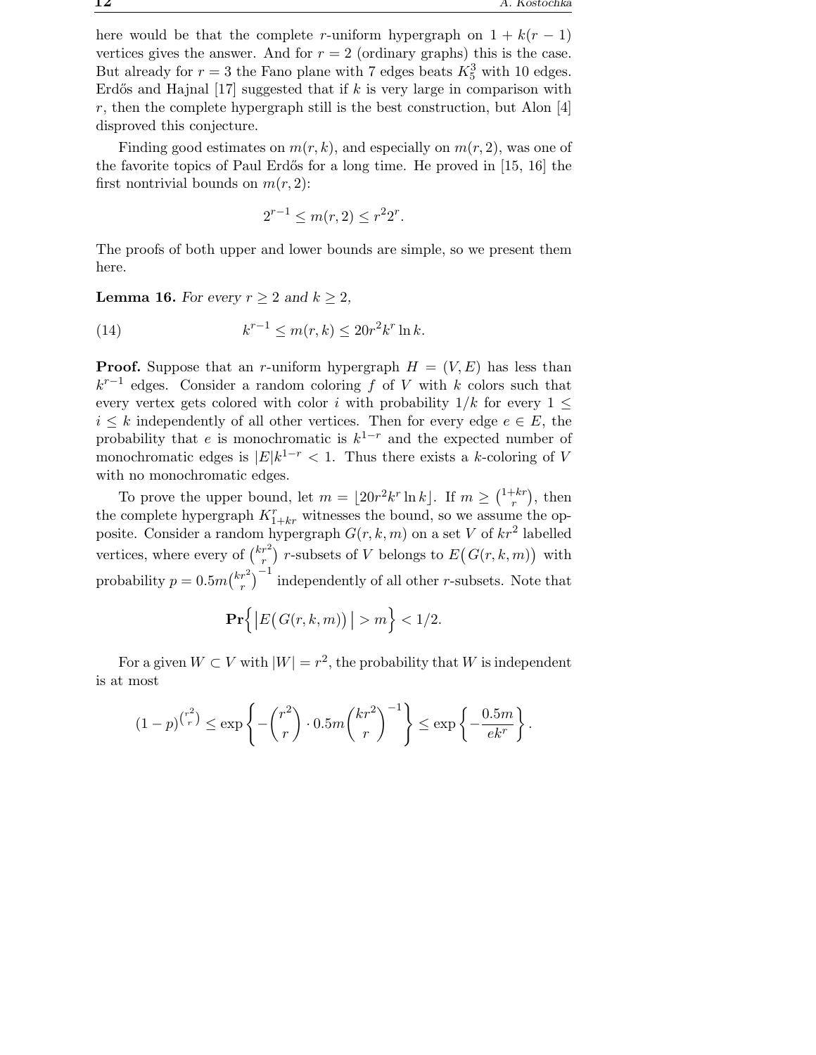here would be that the complete $r$-uniform hypergraph on $1 + k(r-1)$ vertices gives the answer. And for $r = 2$ (ordinary graphs) this is the case. But already for $r = 3$ the Fano plane with 7 edges beats $K_5^3$ with 10 edges. Erdős and Hajnal [17] suggested that if $k$ is very large in comparison with $r$, then the complete hypergraph still is the best construction, but Alon [4] disproved this conjecture.

Finding good estimates on $m(r,k)$, and especially on $m(r,2)$, was one of the favorite topics of Paul Erdős for a long time. He proved in [15, 16] the first nontrivial bounds on $m(r,2)$:

$$2^{r-1} \le m(r,2) \le r^2 2^r.$$

The proofs of both upper and lower bounds are simple, so we present them here.

**Lemma 16.** *For every $r \ge 2$ and $k \ge 2$,*

$$k^{r-1} \le m(r,k) \le 20r^2 k^r \ln k. \tag{14}$$

**Proof.** Suppose that an $r$-uniform hypergraph $H = (V, E)$ has less than $k^{r-1}$ edges. Consider a random coloring $f$ of $V$ with $k$ colors such that every vertex gets colored with color $i$ with probability $1/k$ for every $1 \le i \le k$ independently of all other vertices. Then for every edge $e \in E$, the probability that $e$ is monochromatic is $k^{1-r}$ and the expected number of monochromatic edges is $|E|k^{1-r} < 1$. Thus there exists a $k$-coloring of $V$ with no monochromatic edges.

To prove the upper bound, let $m = \lfloor 20r^2 k^r \ln k \rfloor$. If $m \ge \binom{1+kr}{r}$, then the complete hypergraph $K^r_{1+kr}$ witnesses the bound, so we assume the opposite. Consider a random hypergraph $G(r,k,m)$ on a set $V$ of $kr^2$ labelled vertices, where every of $\binom{kr^2}{r}$ $r$-subsets of $V$ belongs to $E\big(G(r,k,m)\big)$ with probability $p = 0.5m\binom{kr^2}{r}^{-1}$ independently of all other $r$-subsets. Note that

$$\mathbf{Pr}\Big\{\big|E\big(G(r,k,m)\big)\big| > m\Big\} < 1/2.$$

For a given $W \subset V$ with $|W| = r^2$, the probability that $W$ is independent is at most

$$(1-p)^{\binom{r^2}{r}} \le \exp\left\{-\binom{r^2}{r} \cdot 0.5m\binom{kr^2}{r}^{-1}\right\} \le \exp\left\{-\frac{0.5m}{ek^r}\right\}.$$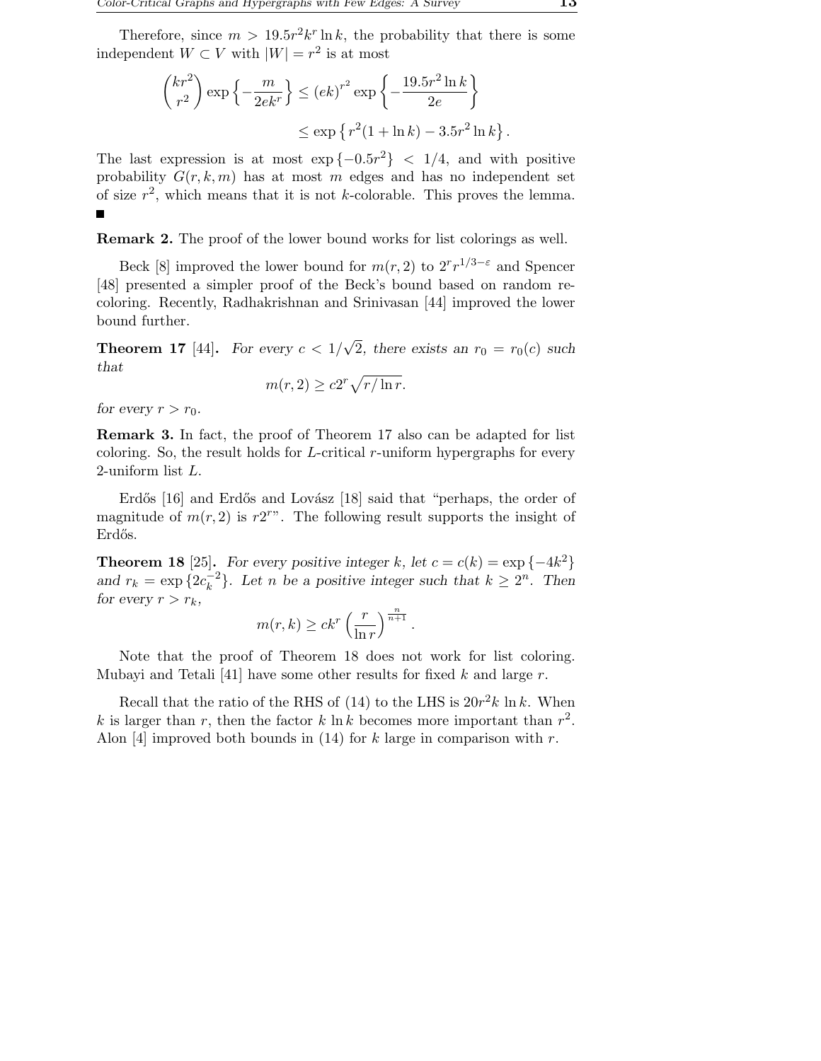Therefore, since $m > 19.5r^2k^r \ln k$, the probability that there is some independent $W \subset V$ with $|W| = r^2$ is at most

$$\binom{kr^2}{r^2} \exp\left\{-\frac{m}{2ek^r}\right\} \le (ek)^{r^2} \exp\left\{-\frac{19.5r^2 \ln k}{2e}\right\}$$
$$\le \exp\left\{r^2(1 + \ln k) - 3.5r^2 \ln k\right\}.$$

The last expression is at most $\exp\{-0.5r^2\} < 1/4$, and with positive probability $G(r, k, m)$ has at most $m$ edges and has no independent set of size $r^2$, which means that it is not $k$-colorable. This proves the lemma. ■

**Remark 2.** The proof of the lower bound works for list colorings as well.

Beck [8] improved the lower bound for $m(r, 2)$ to $2^r r^{1/3-\varepsilon}$ and Spencer [48] presented a simpler proof of the Beck's bound based on random recoloring. Recently, Radhakrishnan and Srinivasan [44] improved the lower bound further.

**Theorem 17** [44]**.** *For every $c < 1/\sqrt{2}$, there exists an $r_0 = r_0(c)$ such that*

$$m(r, 2) \ge c2^r \sqrt{r/\ln r}.$$

*for every $r > r_0$.*

**Remark 3.** In fact, the proof of Theorem 17 also can be adapted for list coloring. So, the result holds for $L$-critical $r$-uniform hypergraphs for every 2-uniform list $L$.

Erdős [16] and Erdős and Lovász [18] said that "perhaps, the order of magnitude of $m(r, 2)$ is $r2^r$". The following result supports the insight of Erdős.

**Theorem 18** [25]**.** *For every positive integer $k$, let $c = c(k) = \exp\{-4k^2\}$ and $r_k = \exp\{2c_k^{-2}\}$. Let $n$ be a positive integer such that $k \ge 2^n$. Then for every $r > r_k$,*

$$m(r, k) \ge ck^r \left(\frac{r}{\ln r}\right)^{\frac{n}{n+1}}.$$

Note that the proof of Theorem 18 does not work for list coloring. Mubayi and Tetali [41] have some other results for fixed $k$ and large $r$.

Recall that the ratio of the RHS of (14) to the LHS is $20r^2k \ln k$. When $k$ is larger than $r$, then the factor $k \ln k$ becomes more important than $r^2$. Alon [4] improved both bounds in (14) for $k$ large in comparison with $r$.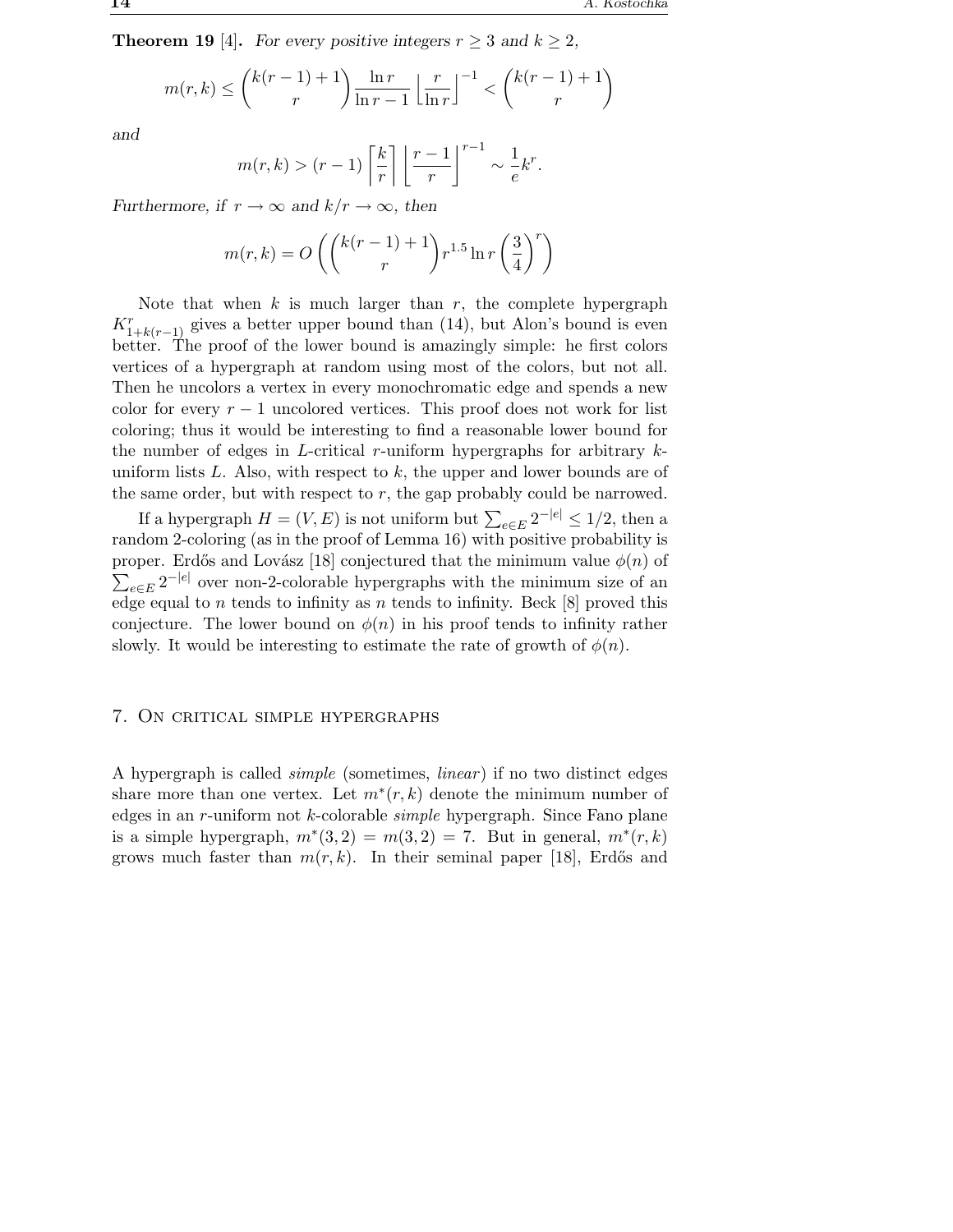**Theorem 19** [4]. *For every positive integers $r \geq 3$ and $k \geq 2$,*

$$m(r,k) \leq \binom{k(r-1)+1}{r} \frac{\ln r}{\ln r - 1} \left\lfloor \frac{r}{\ln r} \right\rfloor^{-1} < \binom{k(r-1)+1}{r}$$

*and*

$$m(r,k) > (r-1) \left\lceil \frac{k}{r} \right\rceil \left\lfloor \frac{r-1}{r} \right\rfloor^{r-1} \sim \frac{1}{e} k^r.$$

*Furthermore, if $r \to \infty$ and $k/r \to \infty$, then*

$$m(r,k) = O\left( \binom{k(r-1)+1}{r} r^{1.5} \ln r \left(\frac{3}{4}\right)^r \right)$$

Note that when $k$ is much larger than $r$, the complete hypergraph $K^r_{1+k(r-1)}$ gives a better upper bound than (14), but Alon's bound is even better. The proof of the lower bound is amazingly simple: he first colors vertices of a hypergraph at random using most of the colors, but not all. Then he uncolors a vertex in every monochromatic edge and spends a new color for every $r-1$ uncolored vertices. This proof does not work for list coloring; thus it would be interesting to find a reasonable lower bound for the number of edges in $L$-critical $r$-uniform hypergraphs for arbitrary $k$-uniform lists $L$. Also, with respect to $k$, the upper and lower bounds are of the same order, but with respect to $r$, the gap probably could be narrowed.

If a hypergraph $H = (V, E)$ is not uniform but $\sum_{e \in E} 2^{-|e|} \leq 1/2$, then a random 2-coloring (as in the proof of Lemma 16) with positive probability is proper. Erdős and Lovász [18] conjectured that the minimum value $\phi(n)$ of $\sum_{e \in E} 2^{-|e|}$ over non-2-colorable hypergraphs with the minimum size of an edge equal to $n$ tends to infinity as $n$ tends to infinity. Beck [8] proved this conjecture. The lower bound on $\phi(n)$ in his proof tends to infinity rather slowly. It would be interesting to estimate the rate of growth of $\phi(n)$.

## 7. On critical simple hypergraphs

A hypergraph is called *simple* (sometimes, *linear*) if no two distinct edges share more than one vertex. Let $m^*(r,k)$ denote the minimum number of edges in an $r$-uniform not $k$-colorable *simple* hypergraph. Since Fano plane is a simple hypergraph, $m^*(3,2) = m(3,2) = 7$. But in general, $m^*(r,k)$ grows much faster than $m(r,k)$. In their seminal paper [18], Erdős and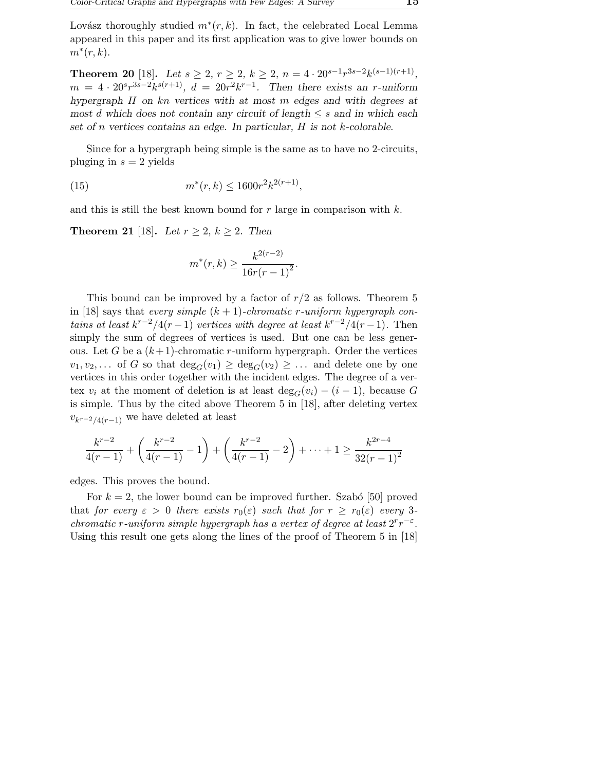Lovász thoroughly studied $m^*(r,k)$. In fact, the celebrated Local Lemma appeared in this paper and its first application was to give lower bounds on $m^*(r,k)$.

**Theorem 20** [18]**.** *Let $s \geq 2$, $r \geq 2$, $k \geq 2$, $n = 4 \cdot 20^{s-1} r^{3s-2} k^{(s-1)(r+1)}$, $m = 4 \cdot 20^s r^{3s-2} k^{s(r+1)}$, $d = 20r^2k^{r-1}$. Then there exists an $r$-uniform hypergraph $H$ on $kn$ vertices with at most $m$ edges and with degrees at most $d$ which does not contain any circuit of length $\leq s$ and in which each set of $n$ vertices contains an edge. In particular, $H$ is not $k$-colorable.*

Since for a hypergraph being simple is the same as to have no 2-circuits, pluging in $s = 2$ yields

$$m^*(r,k) \leq 1600 r^2 k^{2(r+1)}, \tag{15}$$

and this is still the best known bound for $r$ large in comparison with $k$.

**Theorem 21** [18]**.** *Let $r \geq 2$, $k \geq 2$. Then*

$$m^*(r,k) \geq \frac{k^{2(r-2)}}{16r(r-1)^2}.$$

This bound can be improved by a factor of $r/2$ as follows. Theorem 5 in [18] says that *every simple $(k+1)$-chromatic $r$-uniform hypergraph contains at least $k^{r-2}/4(r-1)$ vertices with degree at least $k^{r-2}/4(r-1)$.* Then simply the sum of degrees of vertices is used. But one can be less generous. Let $G$ be a $(k+1)$-chromatic $r$-uniform hypergraph. Order the vertices $v_1, v_2, \dots$ of $G$ so that $\deg_G(v_1) \geq \deg_G(v_2) \geq \dots$ and delete one by one vertices in this order together with the incident edges. The degree of a vertex $v_i$ at the moment of deletion is at least $\deg_G(v_i) - (i-1)$, because $G$ is simple. Thus by the cited above Theorem 5 in [18], after deleting vertex $v_{k^{r-2}/4(r-1)}$ we have deleted at least

$$\frac{k^{r-2}}{4(r-1)} + \left(\frac{k^{r-2}}{4(r-1)} - 1\right) + \left(\frac{k^{r-2}}{4(r-1)} - 2\right) + \dots + 1 \geq \frac{k^{2r-4}}{32(r-1)^2}$$

edges. This proves the bound.

For $k = 2$, the lower bound can be improved further. Szabó [50] proved that *for every $\varepsilon > 0$ there exists $r_0(\varepsilon)$ such that for $r \geq r_0(\varepsilon)$ every 3-chromatic $r$-uniform simple hypergraph has a vertex of degree at least $2^r r^{-\varepsilon}$.* Using this result one gets along the lines of the proof of Theorem 5 in [18]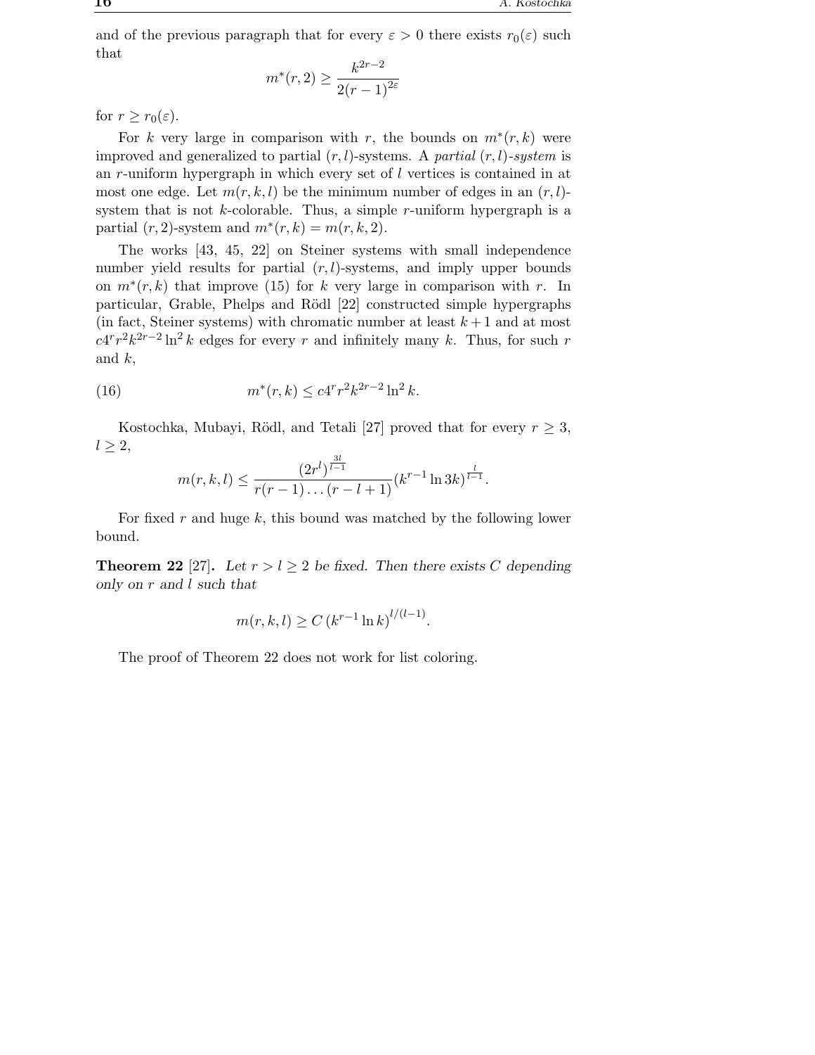and of the previous paragraph that for every $\varepsilon > 0$ there exists $r_0(\varepsilon)$ such that

$$m^*(r,2) \geq \frac{k^{2r-2}}{2(r-1)^{2\varepsilon}}$$

for $r \geq r_0(\varepsilon)$.

For $k$ very large in comparison with $r$, the bounds on $m^*(r,k)$ were improved and generalized to partial $(r,l)$-systems. A *partial $(r,l)$-system* is an $r$-uniform hypergraph in which every set of $l$ vertices is contained in at most one edge. Let $m(r,k,l)$ be the minimum number of edges in an $(r,l)$-system that is not $k$-colorable. Thus, a simple $r$-uniform hypergraph is a partial $(r,2)$-system and $m^*(r,k) = m(r,k,2)$.

The works [43, 45, 22] on Steiner systems with small independence number yield results for partial $(r,l)$-systems, and imply upper bounds on $m^*(r,k)$ that improve (15) for $k$ very large in comparison with $r$. In particular, Grable, Phelps and Rödl [22] constructed simple hypergraphs (in fact, Steiner systems) with chromatic number at least $k+1$ and at most $c4^r r^2 k^{2r-2} \ln^2 k$ edges for every $r$ and infinitely many $k$. Thus, for such $r$ and $k$,

$$m^*(r,k) \leq c4^r r^2 k^{2r-2} \ln^2 k. \tag{16}$$

Kostochka, Mubayi, Rödl, and Tetali [27] proved that for every $r \geq 3$, $l \geq 2$,

$$m(r,k,l) \leq \frac{(2r^l)^{\frac{3l}{l-1}}}{r(r-1)\dots(r-l+1)} (k^{r-1} \ln 3k)^{\frac{l}{l-1}}.$$

For fixed $r$ and huge $k$, this bound was matched by the following lower bound.

**Theorem 22** [27]**.** *Let $r > l \geq 2$ be fixed. Then there exists $C$ depending only on $r$ and $l$ such that*

$$m(r,k,l) \geq C \left(k^{r-1} \ln k\right)^{l/(l-1)}.$$

The proof of Theorem 22 does not work for list coloring.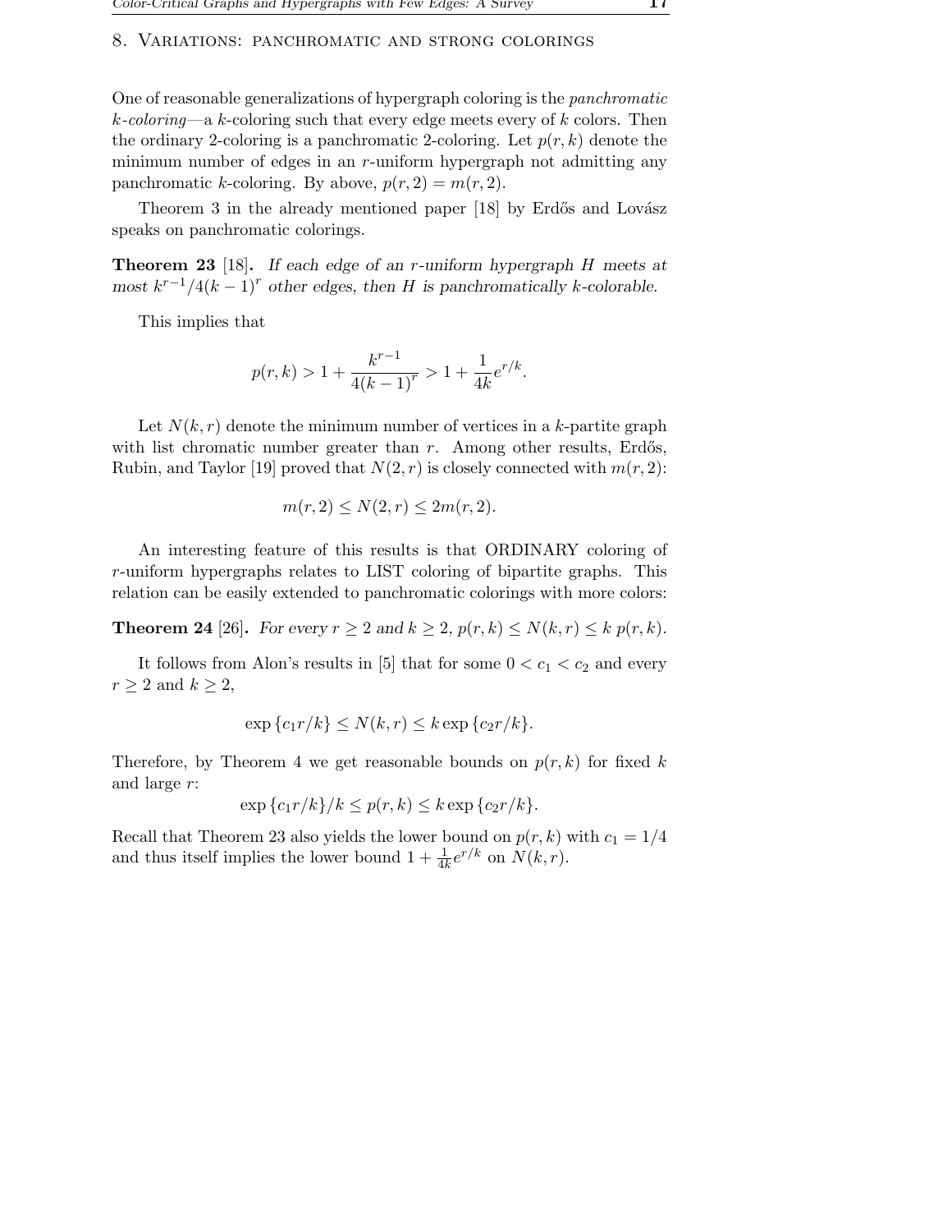## 8. Variations: panchromatic and strong colorings

One of reasonable generalizations of hypergraph coloring is the *panchromatic $k$-coloring*—a $k$-coloring such that every edge meets every of $k$ colors. Then the ordinary 2-coloring is a panchromatic 2-coloring. Let $p(r,k)$ denote the minimum number of edges in an $r$-uniform hypergraph not admitting any panchromatic $k$-coloring. By above, $p(r,2) = m(r,2)$.

Theorem 3 in the already mentioned paper [18] by Erdős and Lovász speaks on panchromatic colorings.

**Theorem 23** [18]**.** *If each edge of an $r$-uniform hypergraph $H$ meets at most $k^{r-1}/4(k-1)^r$ other edges, then $H$ is panchromatically $k$-colorable.*

This implies that

$$p(r,k) > 1 + \frac{k^{r-1}}{4(k-1)^r} > 1 + \frac{1}{4k}e^{r/k}.$$

Let $N(k,r)$ denote the minimum number of vertices in a $k$-partite graph with list chromatic number greater than $r$. Among other results, Erdős, Rubin, and Taylor [19] proved that $N(2,r)$ is closely connected with $m(r,2)$:

$$m(r,2) \leq N(2,r) \leq 2m(r,2).$$

An interesting feature of this results is that ORDINARY coloring of $r$-uniform hypergraphs relates to LIST coloring of bipartite graphs. This relation can be easily extended to panchromatic colorings with more colors:

**Theorem 24** [26]**.** *For every $r \geq 2$ and $k \geq 2$, $p(r,k) \leq N(k,r) \leq k\, p(r,k)$.*

It follows from Alon's results in [5] that for some $0 < c_1 < c_2$ and every $r \geq 2$ and $k \geq 2$,

$$\exp\{c_1 r/k\} \leq N(k,r) \leq k \exp\{c_2 r/k\}.$$

Therefore, by Theorem 4 we get reasonable bounds on $p(r,k)$ for fixed $k$ and large $r$:

$$\exp\{c_1 r/k\}/k \leq p(r,k) \leq k \exp\{c_2 r/k\}.$$

Recall that Theorem 23 also yields the lower bound on $p(r,k)$ with $c_1 = 1/4$ and thus itself implies the lower bound $1 + \frac{1}{4k}e^{r/k}$ on $N(k,r)$.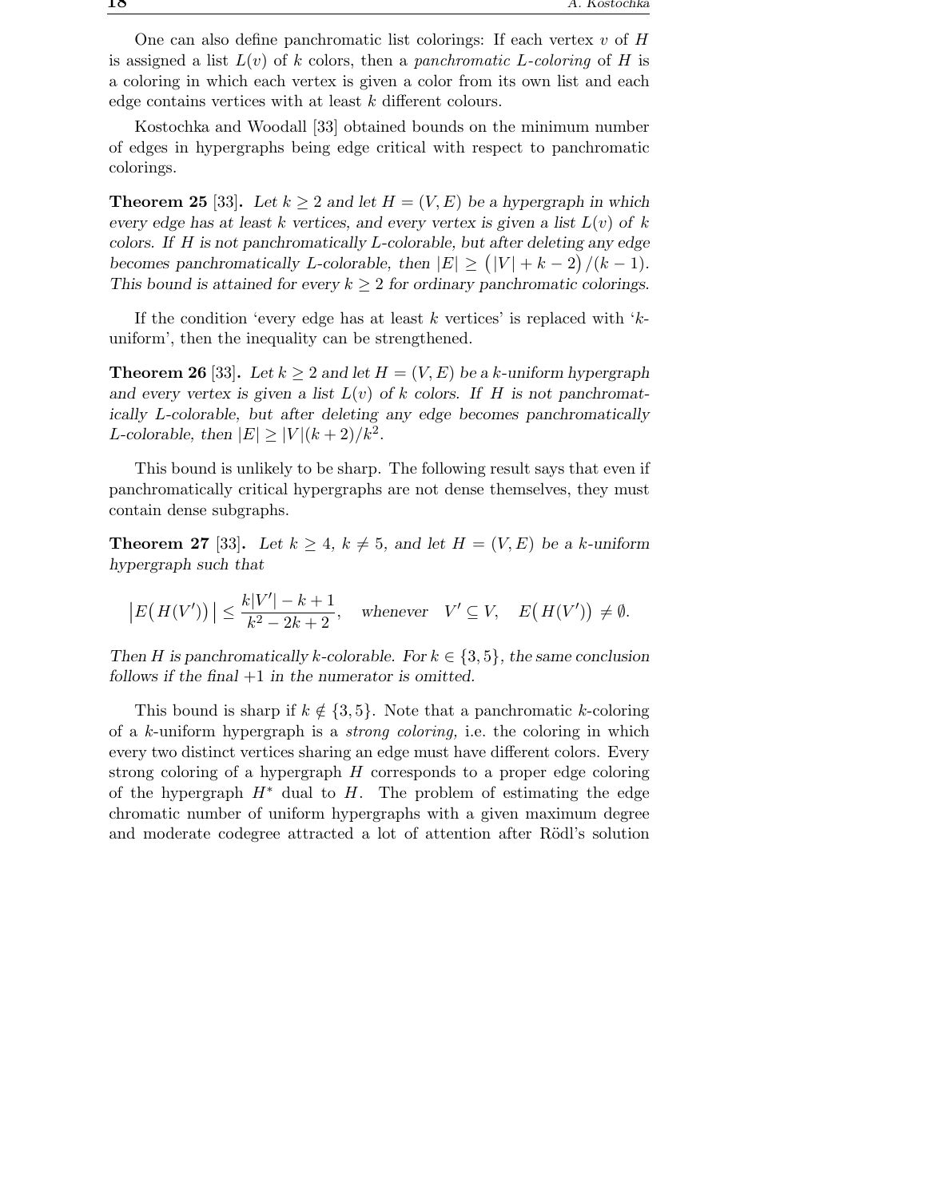One can also define panchromatic list colorings: If each vertex $v$ of $H$ is assigned a list $L(v)$ of $k$ colors, then a *panchromatic $L$-coloring* of $H$ is a coloring in which each vertex is given a color from its own list and each edge contains vertices with at least $k$ different colours.

Kostochka and Woodall [33] obtained bounds on the minimum number of edges in hypergraphs being edge critical with respect to panchromatic colorings.

**Theorem 25** [33]**.** *Let $k \geq 2$ and let $H = (V, E)$ be a hypergraph in which every edge has at least $k$ vertices, and every vertex is given a list $L(v)$ of $k$ colors. If $H$ is not panchromatically $L$-colorable, but after deleting any edge becomes panchromatically $L$-colorable, then $|E| \geq \big(|V| + k - 2\big)/(k-1)$. This bound is attained for every $k \geq 2$ for ordinary panchromatic colorings.*

If the condition 'every edge has at least $k$ vertices' is replaced with '$k$-uniform', then the inequality can be strengthened.

**Theorem 26** [33]**.** *Let $k \geq 2$ and let $H = (V, E)$ be a $k$-uniform hypergraph and every vertex is given a list $L(v)$ of $k$ colors. If $H$ is not panchromatically $L$-colorable, but after deleting any edge becomes panchromatically $L$-colorable, then $|E| \geq |V|(k+2)/k^2$.*

This bound is unlikely to be sharp. The following result says that even if panchromatically critical hypergraphs are not dense themselves, they must contain dense subgraphs.

**Theorem 27** [33]**.** *Let $k \geq 4$, $k \neq 5$, and let $H = (V, E)$ be a $k$-uniform hypergraph such that*

$$\big|E\big(H(V')\big)\big| \leq \frac{k|V'| - k + 1}{k^2 - 2k + 2}, \quad \text{whenever} \quad V' \subseteq V, \quad E\big(H(V')\big) \neq \emptyset.$$

*Then $H$ is panchromatically $k$-colorable. For $k \in \{3, 5\}$, the same conclusion follows if the final $+1$ in the numerator is omitted.*

This bound is sharp if $k \notin \{3, 5\}$. Note that a panchromatic $k$-coloring of a $k$-uniform hypergraph is a *strong coloring,* i.e. the coloring in which every two distinct vertices sharing an edge must have different colors. Every strong coloring of a hypergraph $H$ corresponds to a proper edge coloring of the hypergraph $H^*$ dual to $H$. The problem of estimating the edge chromatic number of uniform hypergraphs with a given maximum degree and moderate codegree attracted a lot of attention after Rödl's solution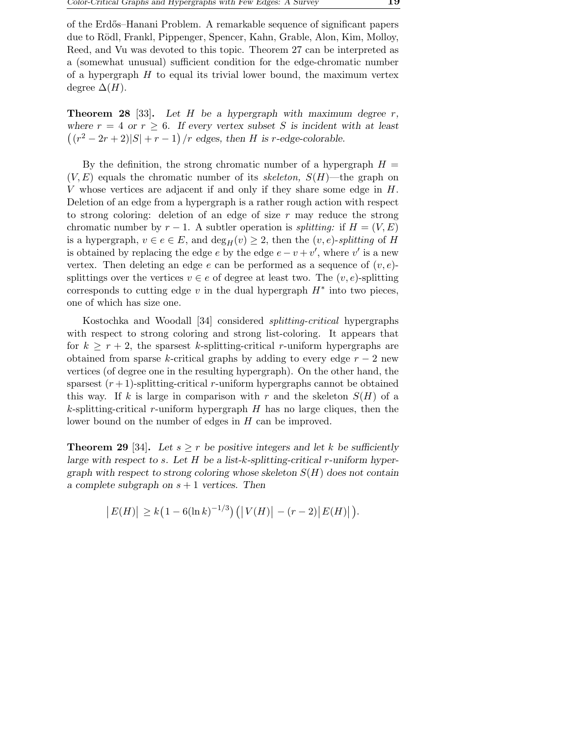of the Erdős–Hanani Problem. A remarkable sequence of significant papers due to Rödl, Frankl, Pippenger, Spencer, Kahn, Grable, Alon, Kim, Molloy, Reed, and Vu was devoted to this topic. Theorem 27 can be interpreted as a (somewhat unusual) sufficient condition for the edge-chromatic number of a hypergraph $H$ to equal its trivial lower bound, the maximum vertex degree $\Delta(H)$.

**Theorem 28** [33]**.** *Let $H$ be a hypergraph with maximum degree $r$, where $r = 4$ or $r \geq 6$. If every vertex subset $S$ is incident with at least $\big((r^2 - 2r + 2)|S| + r - 1\big)/r$ edges, then $H$ is $r$-edge-colorable.*

By the definition, the strong chromatic number of a hypergraph $H = (V, E)$ equals the chromatic number of its *skeleton,* $S(H)$—the graph on $V$ whose vertices are adjacent if and only if they share some edge in $H$. Deletion of an edge from a hypergraph is a rather rough action with respect to strong coloring: deletion of an edge of size $r$ may reduce the strong chromatic number by $r - 1$. A subtler operation is *splitting:* if $H = (V, E)$ is a hypergraph, $v \in e \in E$, and $\deg_H(v) \geq 2$, then the $(v, e)$-*splitting* of $H$ is obtained by replacing the edge $e$ by the edge $e - v + v'$, where $v'$ is a new vertex. Then deleting an edge $e$ can be performed as a sequence of $(v, e)$-splittings over the vertices $v \in e$ of degree at least two. The $(v, e)$-splitting corresponds to cutting edge $v$ in the dual hypergraph $H^*$ into two pieces, one of which has size one.

Kostochka and Woodall [34] considered *splitting-critical* hypergraphs with respect to strong coloring and strong list-coloring. It appears that for $k \geq r + 2$, the sparsest $k$-splitting-critical $r$-uniform hypergraphs are obtained from sparse $k$-critical graphs by adding to every edge $r - 2$ new vertices (of degree one in the resulting hypergraph). On the other hand, the sparsest $(r+1)$-splitting-critical $r$-uniform hypergraphs cannot be obtained this way. If $k$ is large in comparison with $r$ and the skeleton $S(H)$ of a $k$-splitting-critical $r$-uniform hypergraph $H$ has no large cliques, then the lower bound on the number of edges in $H$ can be improved.

**Theorem 29** [34]**.** *Let $s \geq r$ be positive integers and let $k$ be sufficiently large with respect to $s$. Let $H$ be a list-$k$-splitting-critical $r$-uniform hypergraph with respect to strong coloring whose skeleton $S(H)$ does not contain a complete subgraph on $s + 1$ vertices. Then*

$$\big|E(H)\big| \geq k\big(1 - 6(\ln k)^{-1/3}\big)\big(\big|V(H)\big| - (r-2)\big|E(H)\big|\big).$$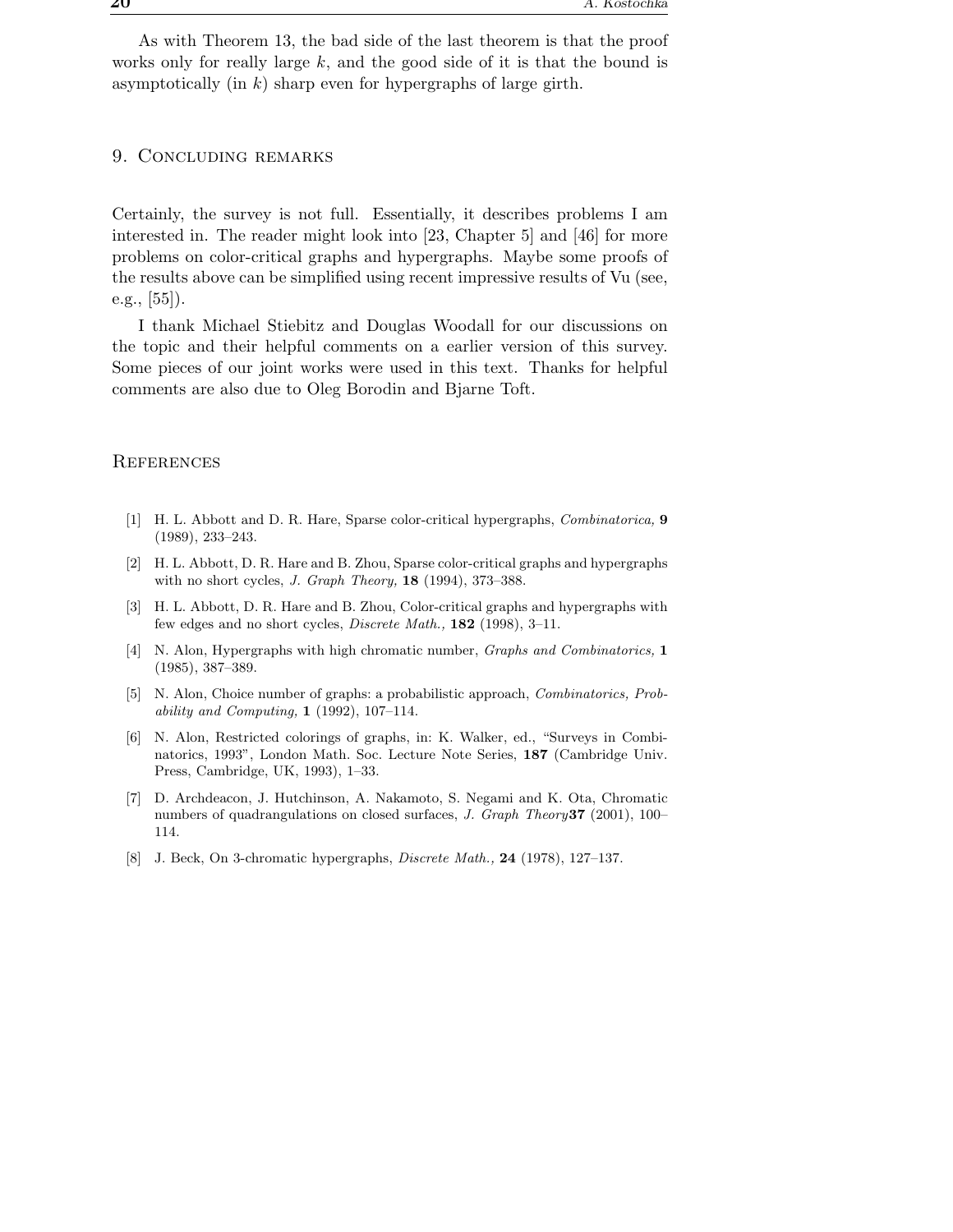As with Theorem 13, the bad side of the last theorem is that the proof works only for really large $k$, and the good side of it is that the bound is asymptotically (in $k$) sharp even for hypergraphs of large girth.

## 9. Concluding remarks

Certainly, the survey is not full. Essentially, it describes problems I am interested in. The reader might look into [23, Chapter 5] and [46] for more problems on color-critical graphs and hypergraphs. Maybe some proofs of the results above can be simplified using recent impressive results of Vu (see, e.g., [55]).

I thank Michael Stiebitz and Douglas Woodall for our discussions on the topic and their helpful comments on a earlier version of this survey. Some pieces of our joint works were used in this text. Thanks for helpful comments are also due to Oleg Borodin and Bjarne Toft.

## References

[1] H. L. Abbott and D. R. Hare, Sparse color-critical hypergraphs, *Combinatorica,* **9** (1989), 233–243.

[2] H. L. Abbott, D. R. Hare and B. Zhou, Sparse color-critical graphs and hypergraphs with no short cycles, *J. Graph Theory,* **18** (1994), 373–388.

[3] H. L. Abbott, D. R. Hare and B. Zhou, Color-critical graphs and hypergraphs with few edges and no short cycles, *Discrete Math.,* **182** (1998), 3–11.

[4] N. Alon, Hypergraphs with high chromatic number, *Graphs and Combinatorics,* **1** (1985), 387–389.

[5] N. Alon, Choice number of graphs: a probabilistic approach, *Combinatorics, Probability and Computing,* **1** (1992), 107–114.

[6] N. Alon, Restricted colorings of graphs, in: K. Walker, ed., "Surveys in Combinatorics, 1993", London Math. Soc. Lecture Note Series, **187** (Cambridge Univ. Press, Cambridge, UK, 1993), 1–33.

[7] D. Archdeacon, J. Hutchinson, A. Nakamoto, S. Negami and K. Ota, Chromatic numbers of quadrangulations on closed surfaces, *J. Graph Theory* **37** (2001), 100–114.

[8] J. Beck, On 3-chromatic hypergraphs, *Discrete Math.,* **24** (1978), 127–137.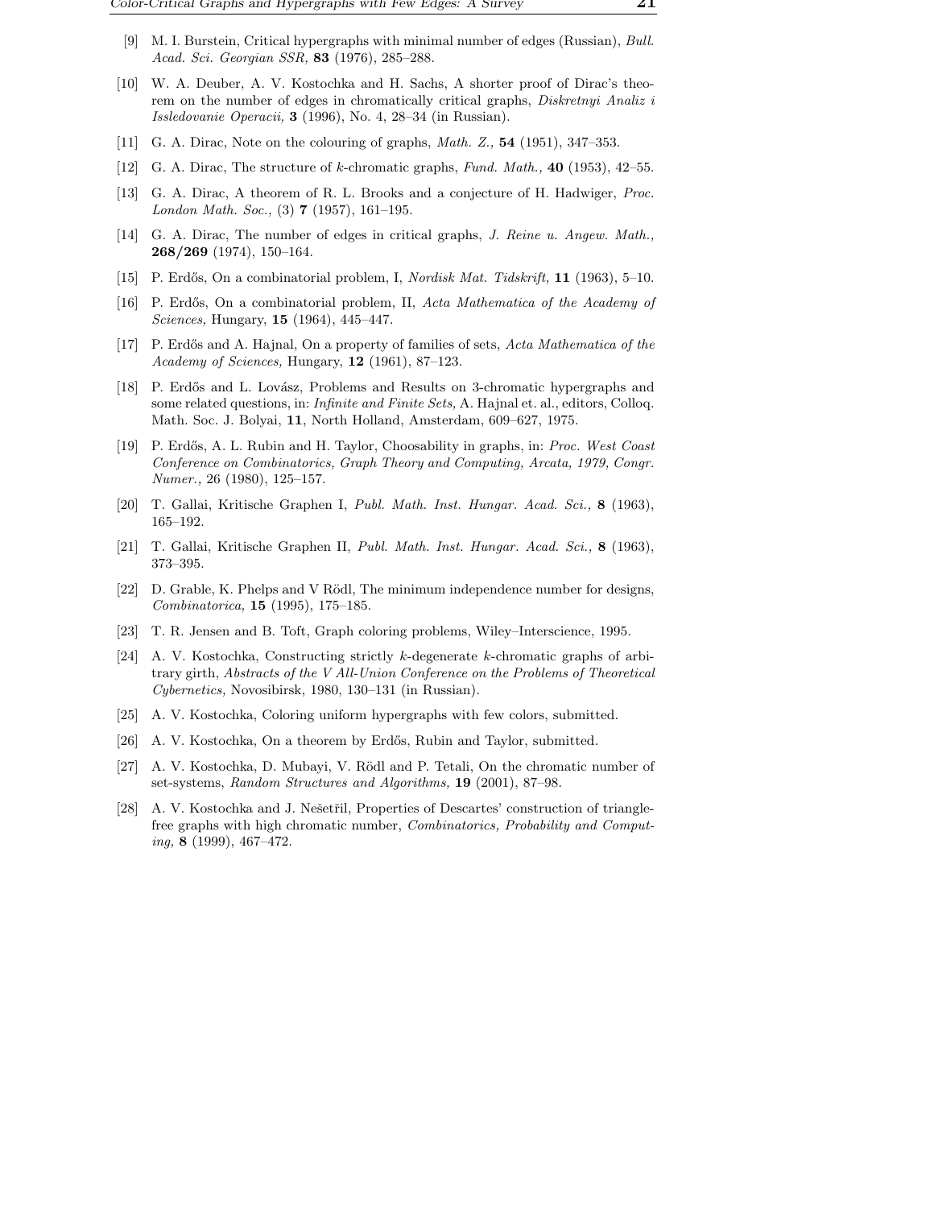[9] M. I. Burstein, Critical hypergraphs with minimal number of edges (Russian), *Bull. Acad. Sci. Georgian SSR,* **83** (1976), 285–288.

[10] W. A. Deuber, A. V. Kostochka and H. Sachs, A shorter proof of Dirac's theorem on the number of edges in chromatically critical graphs, *Diskretnyi Analiz i Issledovanie Operacii,* **3** (1996), No. 4, 28–34 (in Russian).

[11] G. A. Dirac, Note on the colouring of graphs, *Math. Z.,* **54** (1951), 347–353.

[12] G. A. Dirac, The structure of $k$-chromatic graphs, *Fund. Math.,* **40** (1953), 42–55.

[13] G. A. Dirac, A theorem of R. L. Brooks and a conjecture of H. Hadwiger, *Proc. London Math. Soc.,* (3) **7** (1957), 161–195.

[14] G. A. Dirac, The number of edges in critical graphs, *J. Reine u. Angew. Math.,* **268/269** (1974), 150–164.

[15] P. Erdős, On a combinatorial problem, I, *Nordisk Mat. Tidskrift,* **11** (1963), 5–10.

[16] P. Erdős, On a combinatorial problem, II, *Acta Mathematica of the Academy of Sciences,* Hungary, **15** (1964), 445–447.

[17] P. Erdős and A. Hajnal, On a property of families of sets, *Acta Mathematica of the Academy of Sciences,* Hungary, **12** (1961), 87–123.

[18] P. Erdős and L. Lovász, Problems and Results on 3-chromatic hypergraphs and some related questions, in: *Infinite and Finite Sets,* A. Hajnal et. al., editors, Colloq. Math. Soc. J. Bolyai, **11**, North Holland, Amsterdam, 609–627, 1975.

[19] P. Erdős, A. L. Rubin and H. Taylor, Choosability in graphs, in: *Proc. West Coast Conference on Combinatorics, Graph Theory and Computing, Arcata, 1979, Congr. Numer.,* 26 (1980), 125–157.

[20] T. Gallai, Kritische Graphen I, *Publ. Math. Inst. Hungar. Acad. Sci.,* **8** (1963), 165–192.

[21] T. Gallai, Kritische Graphen II, *Publ. Math. Inst. Hungar. Acad. Sci.,* **8** (1963), 373–395.

[22] D. Grable, K. Phelps and V Rödl, The minimum independence number for designs, *Combinatorica,* **15** (1995), 175–185.

[23] T. R. Jensen and B. Toft, Graph coloring problems, Wiley–Interscience, 1995.

[24] A. V. Kostochka, Constructing strictly $k$-degenerate $k$-chromatic graphs of arbitrary girth, *Abstracts of the V All-Union Conference on the Problems of Theoretical Cybernetics,* Novosibirsk, 1980, 130–131 (in Russian).

[25] A. V. Kostochka, Coloring uniform hypergraphs with few colors, submitted.

[26] A. V. Kostochka, On a theorem by Erdős, Rubin and Taylor, submitted.

[27] A. V. Kostochka, D. Mubayi, V. Rödl and P. Tetali, On the chromatic number of set-systems, *Random Structures and Algorithms,* **19** (2001), 87–98.

[28] A. V. Kostochka and J. Nešetřil, Properties of Descartes' construction of triangle-free graphs with high chromatic number, *Combinatorics, Probability and Computing,* **8** (1999), 467–472.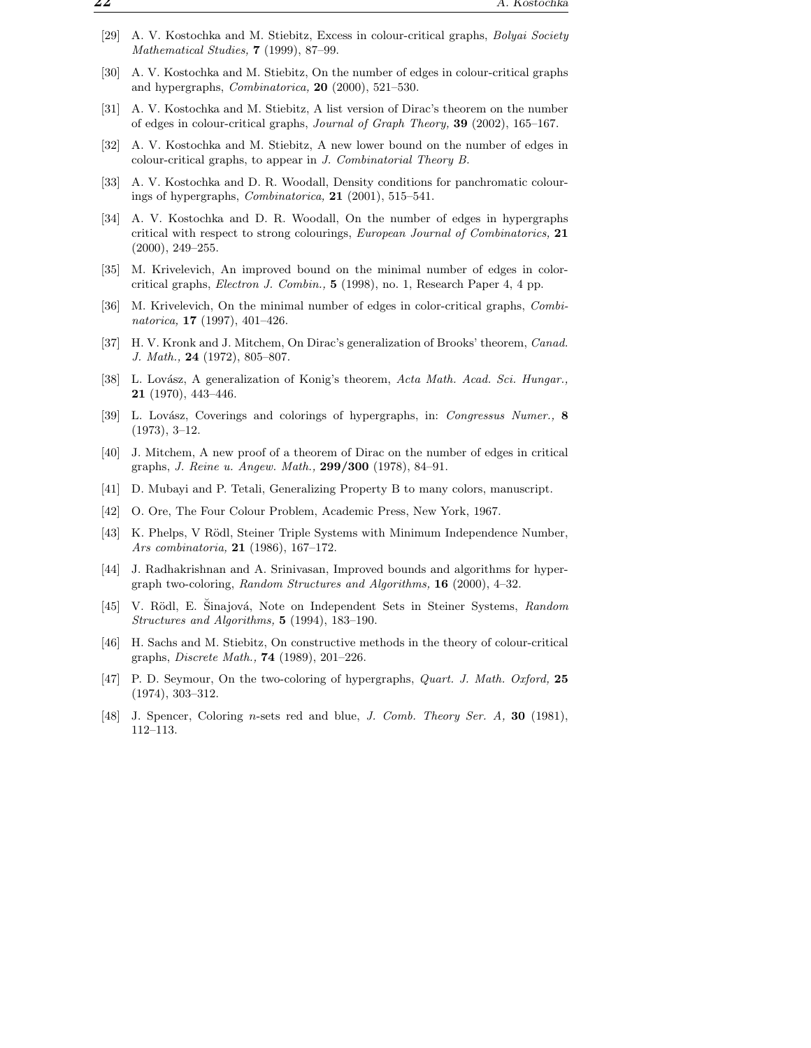[29] A. V. Kostochka and M. Stiebitz, Excess in colour-critical graphs, *Bolyai Society Mathematical Studies,* **7** (1999), 87–99.

[30] A. V. Kostochka and M. Stiebitz, On the number of edges in colour-critical graphs and hypergraphs, *Combinatorica,* **20** (2000), 521–530.

[31] A. V. Kostochka and M. Stiebitz, A list version of Dirac's theorem on the number of edges in colour-critical graphs, *Journal of Graph Theory,* **39** (2002), 165–167.

[32] A. V. Kostochka and M. Stiebitz, A new lower bound on the number of edges in colour-critical graphs, to appear in *J. Combinatorial Theory B.*

[33] A. V. Kostochka and D. R. Woodall, Density conditions for panchromatic colourings of hypergraphs, *Combinatorica,* **21** (2001), 515–541.

[34] A. V. Kostochka and D. R. Woodall, On the number of edges in hypergraphs critical with respect to strong colourings, *European Journal of Combinatorics,* **21** (2000), 249–255.

[35] M. Krivelevich, An improved bound on the minimal number of edges in color-critical graphs, *Electron J. Combin.,* **5** (1998), no. 1, Research Paper 4, 4 pp.

[36] M. Krivelevich, On the minimal number of edges in color-critical graphs, *Combinatorica,* **17** (1997), 401–426.

[37] H. V. Kronk and J. Mitchem, On Dirac's generalization of Brooks' theorem, *Canad. J. Math.,* **24** (1972), 805–807.

[38] L. Lovász, A generalization of Konig's theorem, *Acta Math. Acad. Sci. Hungar.,* **21** (1970), 443–446.

[39] L. Lovász, Coverings and colorings of hypergraphs, in: *Congressus Numer.,* **8** (1973), 3–12.

[40] J. Mitchem, A new proof of a theorem of Dirac on the number of edges in critical graphs, *J. Reine u. Angew. Math.,* **299/300** (1978), 84–91.

[41] D. Mubayi and P. Tetali, Generalizing Property B to many colors, manuscript.

[42] O. Ore, The Four Colour Problem, Academic Press, New York, 1967.

[43] K. Phelps, V Rödl, Steiner Triple Systems with Minimum Independence Number, *Ars combinatoria,* **21** (1986), 167–172.

[44] J. Radhakrishnan and A. Srinivasan, Improved bounds and algorithms for hypergraph two-coloring, *Random Structures and Algorithms,* **16** (2000), 4–32.

[45] V. Rödl, E. Šinajová, Note on Independent Sets in Steiner Systems, *Random Structures and Algorithms,* **5** (1994), 183–190.

[46] H. Sachs and M. Stiebitz, On constructive methods in the theory of colour-critical graphs, *Discrete Math.,* **74** (1989), 201–226.

[47] P. D. Seymour, On the two-coloring of hypergraphs, *Quart. J. Math. Oxford,* **25** (1974), 303–312.

[48] J. Spencer, Coloring $n$-sets red and blue, *J. Comb. Theory Ser. A,* **30** (1981), 112–113.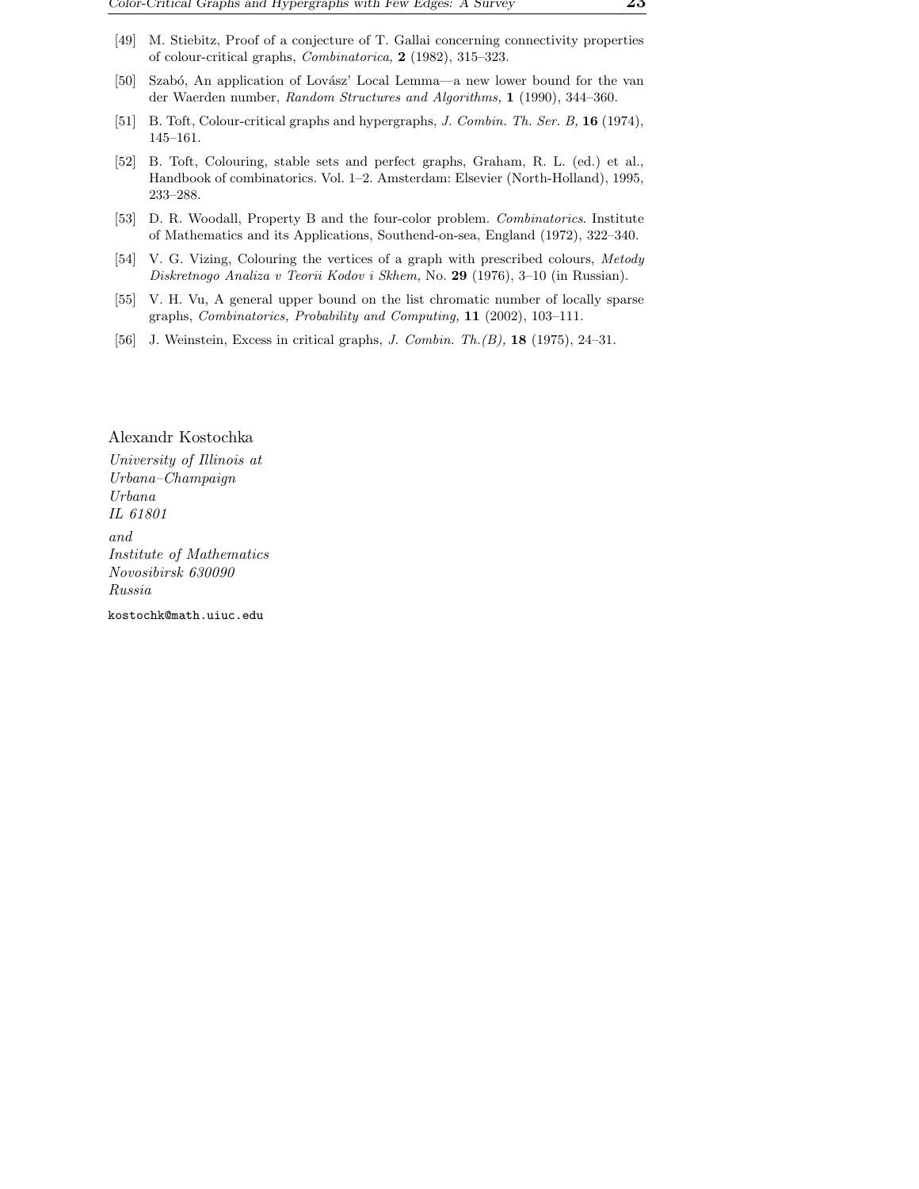[49] M. Stiebitz, Proof of a conjecture of T. Gallai concerning connectivity properties of colour-critical graphs, *Combinatorica,* **2** (1982), 315–323.

[50] Szabó, An application of Lovász' Local Lemma—a new lower bound for the van der Waerden number, *Random Structures and Algorithms,* **1** (1990), 344–360.

[51] B. Toft, Colour-critical graphs and hypergraphs, *J. Combin. Th. Ser. B,* **16** (1974), 145–161.

[52] B. Toft, Colouring, stable sets and perfect graphs, Graham, R. L. (ed.) et al., Handbook of combinatorics. Vol. 1–2. Amsterdam: Elsevier (North-Holland), 1995, 233–288.

[53] D. R. Woodall, Property B and the four-color problem. *Combinatorics*. Institute of Mathematics and its Applications, Southend-on-sea, England (1972), 322–340.

[54] V. G. Vizing, Colouring the vertices of a graph with prescribed colours, *Metody Diskretnogo Analiza v Teorii Kodov i Skhem,* No. **29** (1976), 3–10 (in Russian).

[55] V. H. Vu, A general upper bound on the list chromatic number of locally sparse graphs, *Combinatorics, Probability and Computing,* **11** (2002), 103–111.

[56] J. Weinstein, Excess in critical graphs, *J. Combin. Th.(B),* **18** (1975), 24–31.

Alexandr Kostochka

*University of Illinois at*
*Urbana–Champaign*
*Urbana*
*IL 61801*

*and*

*Institute of Mathematics*
*Novosibirsk 630090*
*Russia*

kostochk@math.uiuc.edu